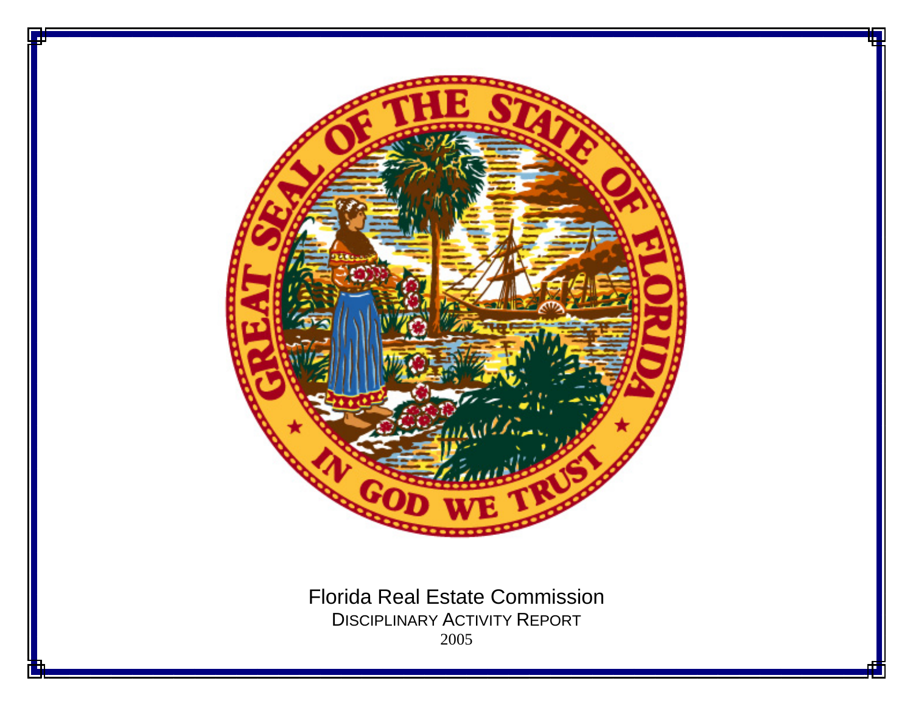Florida Real Estate Commission

DISCIPLINARY ACTIVITY REPORT

2005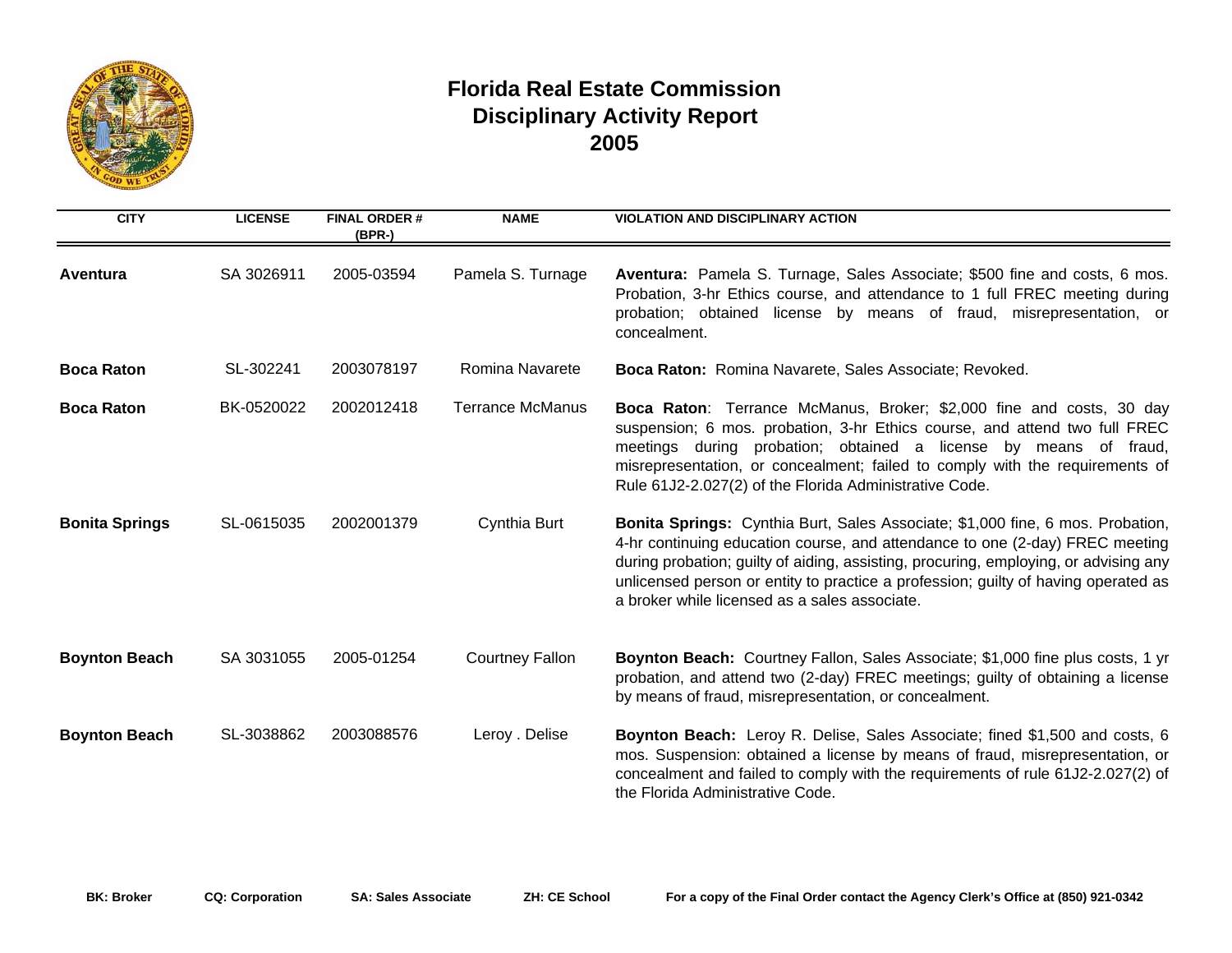# Florida Real Estate Commission
## Disciplinary Activity Report
## 2005

| CITY | LICENSE | FINAL ORDER # (BPR-) | NAME | VIOLATION AND DISCIPLINARY ACTION |
|---|---|---|---|---|
| **Aventura** | SA 3026911 | 2005-03594 | Pamela S. Turnage | **Aventura:** Pamela S. Turnage, Sales Associate; $500 fine and costs, 6 mos. Probation, 3-hr Ethics course, and attendance to 1 full FREC meeting during probation; obtained license by means of fraud, misrepresentation, or concealment. |
| **Boca Raton** | SL-302241 | 2003078197 | Romina Navarete | **Boca Raton:** Romina Navarete, Sales Associate; Revoked. |
| **Boca Raton** | BK-0520022 | 2002012418 | Terrance McManus | **Boca Raton**: Terrance McManus, Broker; $2,000 fine and costs, 30 day suspension; 6 mos. probation, 3-hr Ethics course, and attend two full FREC meetings during probation; obtained a license by means of fraud, misrepresentation, or concealment; failed to comply with the requirements of Rule 61J2-2.027(2) of the Florida Administrative Code. |
| **Bonita Springs** | SL-0615035 | 2002001379 | Cynthia Burt | **Bonita Springs:** Cynthia Burt, Sales Associate; $1,000 fine, 6 mos. Probation, 4-hr continuing education course, and attendance to one (2-day) FREC meeting during probation; guilty of aiding, assisting, procuring, employing, or advising any unlicensed person or entity to practice a profession; guilty of having operated as a broker while licensed as a sales associate. |
| **Boynton Beach** | SA 3031055 | 2005-01254 | Courtney Fallon | **Boynton Beach:** Courtney Fallon, Sales Associate; $1,000 fine plus costs, 1 yr probation, and attend two (2-day) FREC meetings; guilty of obtaining a license by means of fraud, misrepresentation, or concealment. |
| **Boynton Beach** | SL-3038862 | 2003088576 | Leroy . Delise | **Boynton Beach:** Leroy R. Delise, Sales Associate; fined $1,500 and costs, 6 mos. Suspension: obtained a license by means of fraud, misrepresentation, or concealment and failed to comply with the requirements of rule 61J2-2.027(2) of the Florida Administrative Code. |

**BK: Broker** **CQ: Corporation** **SA: Sales Associate** **ZH: CE School** **For a copy of the Final Order contact the Agency Clerk's Office at (850) 921-0342**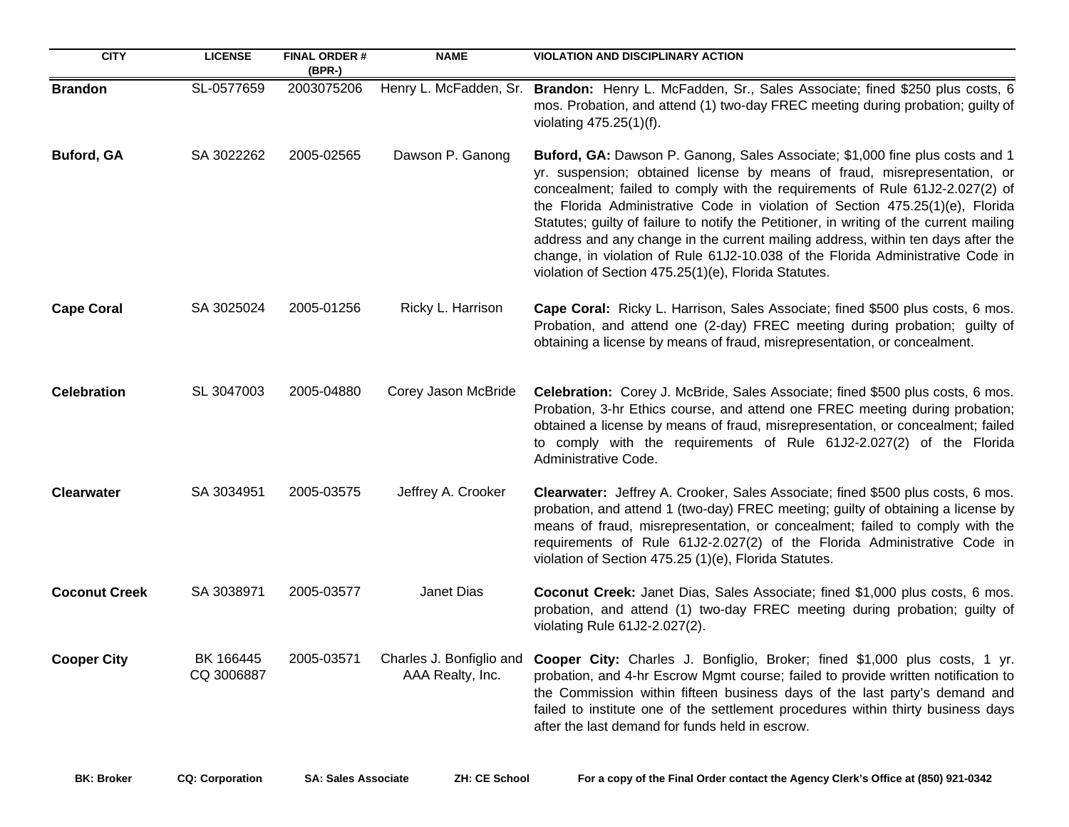| CITY | LICENSE | FINAL ORDER # (BPR-) | NAME | VIOLATION AND DISCIPLINARY ACTION |
|---|---|---|---|---|
| **Brandon** | SL-0577659 | 2003075206 | Henry L. McFadden, Sr. | **Brandon:** Henry L. McFadden, Sr., Sales Associate; fined $250 plus costs, 6 mos. Probation, and attend (1) two-day FREC meeting during probation; guilty of violating 475.25(1)(f). |
| **Buford, GA** | SA 3022262 | 2005-02565 | Dawson P. Ganong | **Buford, GA:** Dawson P. Ganong, Sales Associate; $1,000 fine plus costs and 1 yr. suspension; obtained license by means of fraud, misrepresentation, or concealment; failed to comply with the requirements of Rule 61J2-2.027(2) of the Florida Administrative Code in violation of Section 475.25(1)(e), Florida Statutes; guilty of failure to notify the Petitioner, in writing of the current mailing address and any change in the current mailing address, within ten days after the change, in violation of Rule 61J2-10.038 of the Florida Administrative Code in violation of Section 475.25(1)(e), Florida Statutes. |
| **Cape Coral** | SA 3025024 | 2005-01256 | Ricky L. Harrison | **Cape Coral:** Ricky L. Harrison, Sales Associate; fined $500 plus costs, 6 mos. Probation, and attend one (2-day) FREC meeting during probation; guilty of obtaining a license by means of fraud, misrepresentation, or concealment. |
| **Celebration** | SL 3047003 | 2005-04880 | Corey Jason McBride | **Celebration:** Corey J. McBride, Sales Associate; fined $500 plus costs, 6 mos. Probation, 3-hr Ethics course, and attend one FREC meeting during probation; obtained a license by means of fraud, misrepresentation, or concealment; failed to comply with the requirements of Rule 61J2-2.027(2) of the Florida Administrative Code. |
| **Clearwater** | SA 3034951 | 2005-03575 | Jeffrey A. Crooker | **Clearwater:** Jeffrey A. Crooker, Sales Associate; fined $500 plus costs, 6 mos. probation, and attend 1 (two-day) FREC meeting; guilty of obtaining a license by means of fraud, misrepresentation, or concealment; failed to comply with the requirements of Rule 61J2-2.027(2) of the Florida Administrative Code in violation of Section 475.25 (1)(e), Florida Statutes. |
| **Coconut Creek** | SA 3038971 | 2005-03577 | Janet Dias | **Coconut Creek:** Janet Dias, Sales Associate; fined $1,000 plus costs, 6 mos. probation, and attend (1) two-day FREC meeting during probation; guilty of violating Rule 61J2-2.027(2). |
| **Cooper City** | BK 166445<br>CQ 3006887 | 2005-03571 | Charles J. Bonfiglio and AAA Realty, Inc. | **Cooper City:** Charles J. Bonfiglio, Broker; fined $1,000 plus costs, 1 yr. probation, and 4-hr Escrow Mgmt course; failed to provide written notification to the Commission within fifteen business days of the last party's demand and failed to institute one of the settlement procedures within thirty business days after the last demand for funds held in escrow. |

**BK: Broker** **CQ: Corporation** **SA: Sales Associate** **ZH: CE School** **For a copy of the Final Order contact the Agency Clerk's Office at (850) 921-0342**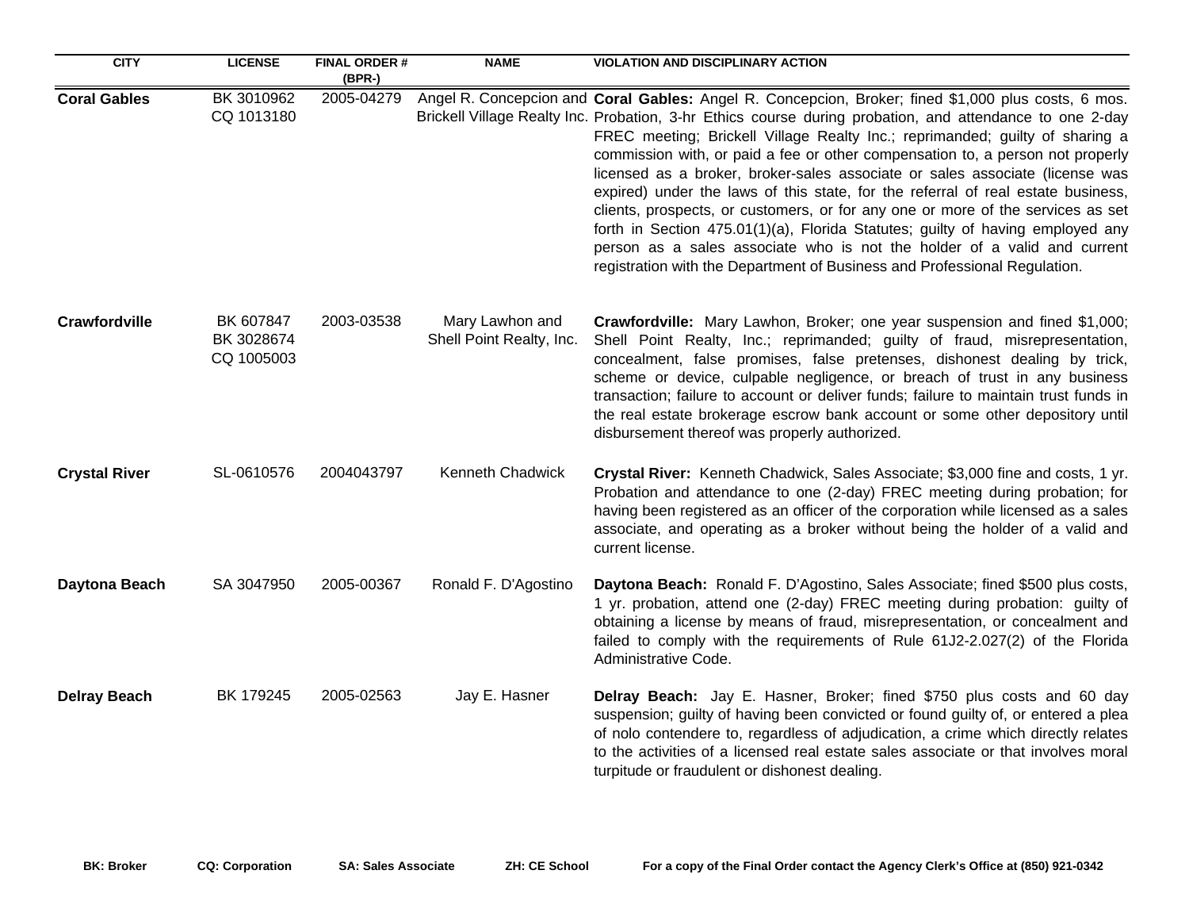| CITY | LICENSE | FINAL ORDER # (BPR-) | NAME | VIOLATION AND DISCIPLINARY ACTION |
|---|---|---|---|---|
| **Coral Gables** | BK 3010962 CQ 1013180 | 2005-04279 | Angel R. Concepcion and Brickell Village Realty Inc. | **Coral Gables:** Angel R. Concepcion, Broker; fined $1,000 plus costs, 6 mos. Probation, 3-hr Ethics course during probation, and attendance to one 2-day FREC meeting; Brickell Village Realty Inc.; reprimanded; guilty of sharing a commission with, or paid a fee or other compensation to, a person not properly licensed as a broker, broker-sales associate or sales associate (license was expired) under the laws of this state, for the referral of real estate business, clients, prospects, or customers, or for any one or more of the services as set forth in Section 475.01(1)(a), Florida Statutes; guilty of having employed any person as a sales associate who is not the holder of a valid and current registration with the Department of Business and Professional Regulation. |
| **Crawfordville** | BK 607847 BK 3028674 CQ 1005003 | 2003-03538 | Mary Lawhon and Shell Point Realty, Inc. | **Crawfordville:** Mary Lawhon, Broker; one year suspension and fined $1,000; Shell Point Realty, Inc.; reprimanded; guilty of fraud, misrepresentation, concealment, false promises, false pretenses, dishonest dealing by trick, scheme or device, culpable negligence, or breach of trust in any business transaction; failure to account or deliver funds; failure to maintain trust funds in the real estate brokerage escrow bank account or some other depository until disbursement thereof was properly authorized. |
| **Crystal River** | SL-0610576 | 2004043797 | Kenneth Chadwick | **Crystal River:** Kenneth Chadwick, Sales Associate; $3,000 fine and costs, 1 yr. Probation and attendance to one (2-day) FREC meeting during probation; for having been registered as an officer of the corporation while licensed as a sales associate, and operating as a broker without being the holder of a valid and current license. |
| **Daytona Beach** | SA 3047950 | 2005-00367 | Ronald F. D'Agostino | **Daytona Beach:** Ronald F. D'Agostino, Sales Associate; fined $500 plus costs, 1 yr. probation, attend one (2-day) FREC meeting during probation: guilty of obtaining a license by means of fraud, misrepresentation, or concealment and failed to comply with the requirements of Rule 61J2-2.027(2) of the Florida Administrative Code. |
| **Delray Beach** | BK 179245 | 2005-02563 | Jay E. Hasner | **Delray Beach:** Jay E. Hasner, Broker; fined $750 plus costs and 60 day suspension; guilty of having been convicted or found guilty of, or entered a plea of nolo contendere to, regardless of adjudication, a crime which directly relates to the activities of a licensed real estate sales associate or that involves moral turpitude or fraudulent or dishonest dealing. |

**BK: Broker** **CQ: Corporation** **SA: Sales Associate** **ZH: CE School** **For a copy of the Final Order contact the Agency Clerk's Office at (850) 921-0342**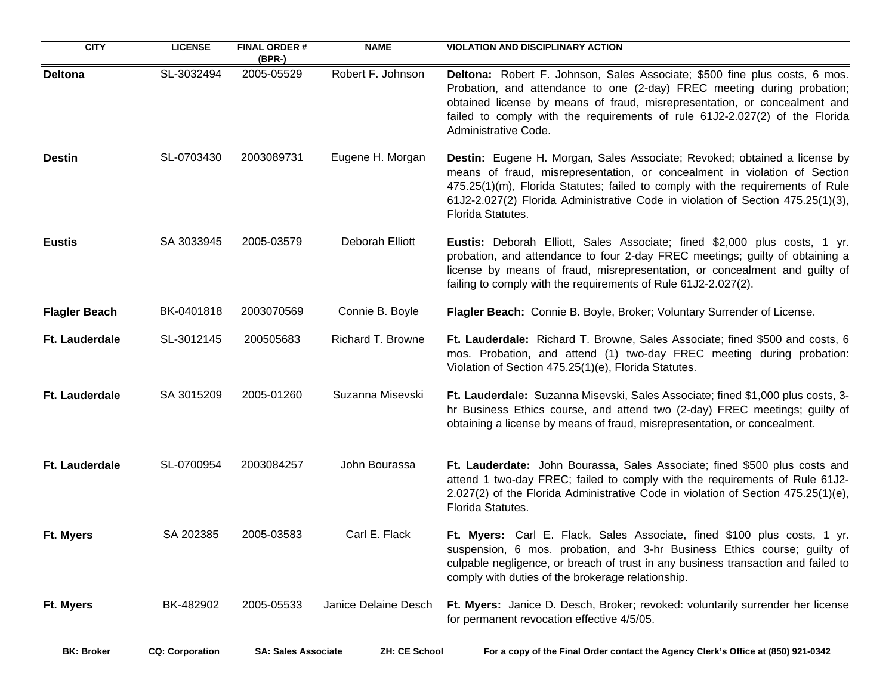| CITY | LICENSE | FINAL ORDER # (BPR-) | NAME | VIOLATION AND DISCIPLINARY ACTION |
|---|---|---|---|---|
| **Deltona** | SL-3032494 | 2005-05529 | Robert F. Johnson | **Deltona:** Robert F. Johnson, Sales Associate; $500 fine plus costs, 6 mos. Probation, and attendance to one (2-day) FREC meeting during probation; obtained license by means of fraud, misrepresentation, or concealment and failed to comply with the requirements of rule 61J2-2.027(2) of the Florida Administrative Code. |
| **Destin** | SL-0703430 | 2003089731 | Eugene H. Morgan | **Destin:** Eugene H. Morgan, Sales Associate; Revoked; obtained a license by means of fraud, misrepresentation, or concealment in violation of Section 475.25(1)(m), Florida Statutes; failed to comply with the requirements of Rule 61J2-2.027(2) Florida Administrative Code in violation of Section 475.25(1)(3), Florida Statutes. |
| **Eustis** | SA 3033945 | 2005-03579 | Deborah Elliott | **Eustis:** Deborah Elliott, Sales Associate; fined $2,000 plus costs, 1 yr. probation, and attendance to four 2-day FREC meetings; guilty of obtaining a license by means of fraud, misrepresentation, or concealment and guilty of failing to comply with the requirements of Rule 61J2-2.027(2). |
| **Flagler Beach** | BK-0401818 | 2003070569 | Connie B. Boyle | **Flagler Beach:** Connie B. Boyle, Broker; Voluntary Surrender of License. |
| **Ft. Lauderdale** | SL-3012145 | 200505683 | Richard T. Browne | **Ft. Lauderdale:** Richard T. Browne, Sales Associate; fined $500 and costs, 6 mos. Probation, and attend (1) two-day FREC meeting during probation: Violation of Section 475.25(1)(e), Florida Statutes. |
| **Ft. Lauderdale** | SA 3015209 | 2005-01260 | Suzanna Misevski | **Ft. Lauderdale:** Suzanna Misevski, Sales Associate; fined $1,000 plus costs, 3-hr Business Ethics course, and attend two (2-day) FREC meetings; guilty of obtaining a license by means of fraud, misrepresentation, or concealment. |
| **Ft. Lauderdale** | SL-0700954 | 2003084257 | John Bourassa | **Ft. Lauderdate:** John Bourassa, Sales Associate; fined $500 plus costs and attend 1 two-day FREC; failed to comply with the requirements of Rule 61J2-2.027(2) of the Florida Administrative Code in violation of Section 475.25(1)(e), Florida Statutes. |
| **Ft. Myers** | SA 202385 | 2005-03583 | Carl E. Flack | **Ft. Myers:** Carl E. Flack, Sales Associate, fined $100 plus costs, 1 yr. suspension, 6 mos. probation, and 3-hr Business Ethics course; guilty of culpable negligence, or breach of trust in any business transaction and failed to comply with duties of the brokerage relationship. |
| **Ft. Myers** | BK-482902 | 2005-05533 | Janice Delaine Desch | **Ft. Myers:** Janice D. Desch, Broker; revoked: voluntarily surrender her license for permanent revocation effective 4/5/05. |

**BK: Broker** **CQ: Corporation** **SA: Sales Associate** **ZH: CE School** **For a copy of the Final Order contact the Agency Clerk's Office at (850) 921-0342**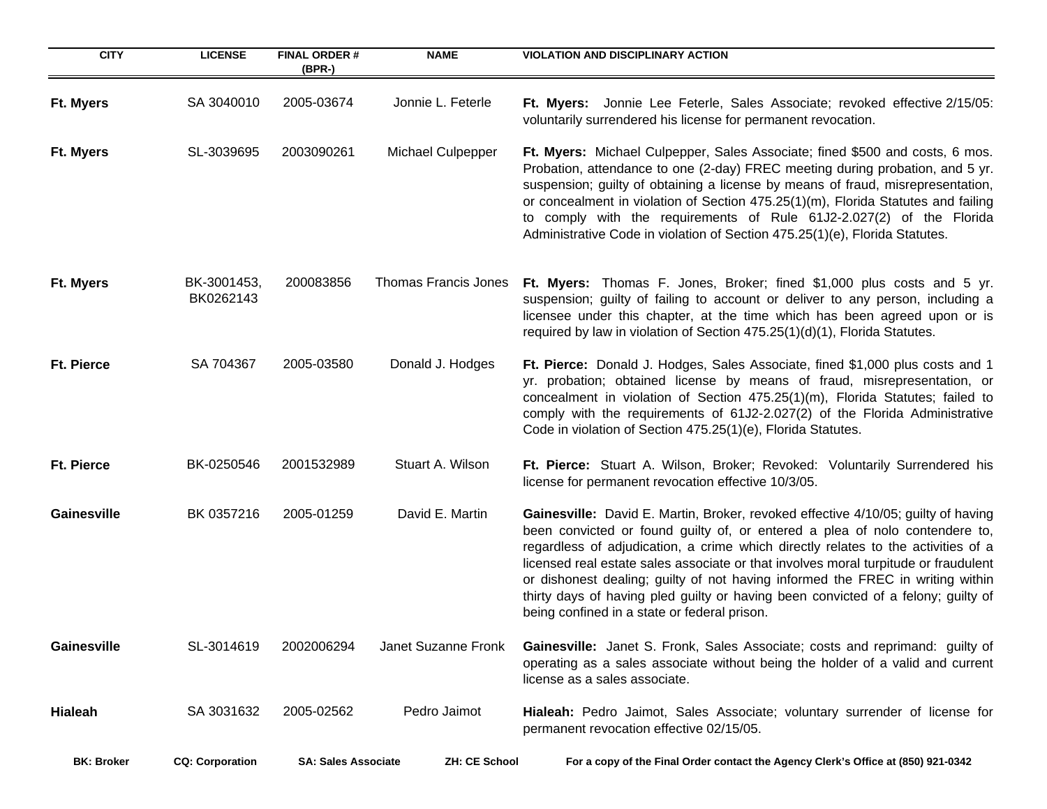| CITY | LICENSE | FINAL ORDER # (BPR-) | NAME | VIOLATION AND DISCIPLINARY ACTION |
|---|---|---|---|---|
| **Ft. Myers** | SA 3040010 | 2005-03674 | Jonnie L. Feterle | **Ft. Myers:** Jonnie Lee Feterle, Sales Associate; revoked effective 2/15/05: voluntarily surrendered his license for permanent revocation. |
| **Ft. Myers** | SL-3039695 | 2003090261 | Michael Culpepper | **Ft. Myers:** Michael Culpepper, Sales Associate; fined $500 and costs, 6 mos. Probation, attendance to one (2-day) FREC meeting during probation, and 5 yr. suspension; guilty of obtaining a license by means of fraud, misrepresentation, or concealment in violation of Section 475.25(1)(m), Florida Statutes and failing to comply with the requirements of Rule 61J2-2.027(2) of the Florida Administrative Code in violation of Section 475.25(1)(e), Florida Statutes. |
| **Ft. Myers** | BK-3001453, BK0262143 | 200083856 | Thomas Francis Jones | **Ft. Myers:** Thomas F. Jones, Broker; fined $1,000 plus costs and 5 yr. suspension; guilty of failing to account or deliver to any person, including a licensee under this chapter, at the time which has been agreed upon or is required by law in violation of Section 475.25(1)(d)(1), Florida Statutes. |
| **Ft. Pierce** | SA 704367 | 2005-03580 | Donald J. Hodges | **Ft. Pierce:** Donald J. Hodges, Sales Associate, fined $1,000 plus costs and 1 yr. probation; obtained license by means of fraud, misrepresentation, or concealment in violation of Section 475.25(1)(m), Florida Statutes; failed to comply with the requirements of 61J2-2.027(2) of the Florida Administrative Code in violation of Section 475.25(1)(e), Florida Statutes. |
| **Ft. Pierce** | BK-0250546 | 2001532989 | Stuart A. Wilson | **Ft. Pierce:** Stuart A. Wilson, Broker; Revoked: Voluntarily Surrendered his license for permanent revocation effective 10/3/05. |
| **Gainesville** | BK 0357216 | 2005-01259 | David E. Martin | **Gainesville:** David E. Martin, Broker, revoked effective 4/10/05; guilty of having been convicted or found guilty of, or entered a plea of nolo contendere to, regardless of adjudication, a crime which directly relates to the activities of a licensed real estate sales associate or that involves moral turpitude or fraudulent or dishonest dealing; guilty of not having informed the FREC in writing within thirty days of having pled guilty or having been convicted of a felony; guilty of being confined in a state or federal prison. |
| **Gainesville** | SL-3014619 | 2002006294 | Janet Suzanne Fronk | **Gainesville:** Janet S. Fronk, Sales Associate; costs and reprimand: guilty of operating as a sales associate without being the holder of a valid and current license as a sales associate. |
| **Hialeah** | SA 3031632 | 2005-02562 | Pedro Jaimot | **Hialeah:** Pedro Jaimot, Sales Associate; voluntary surrender of license for permanent revocation effective 02/15/05. |

**BK: Broker** **CQ: Corporation** **SA: Sales Associate** **ZH: CE School** **For a copy of the Final Order contact the Agency Clerk's Office at (850) 921-0342**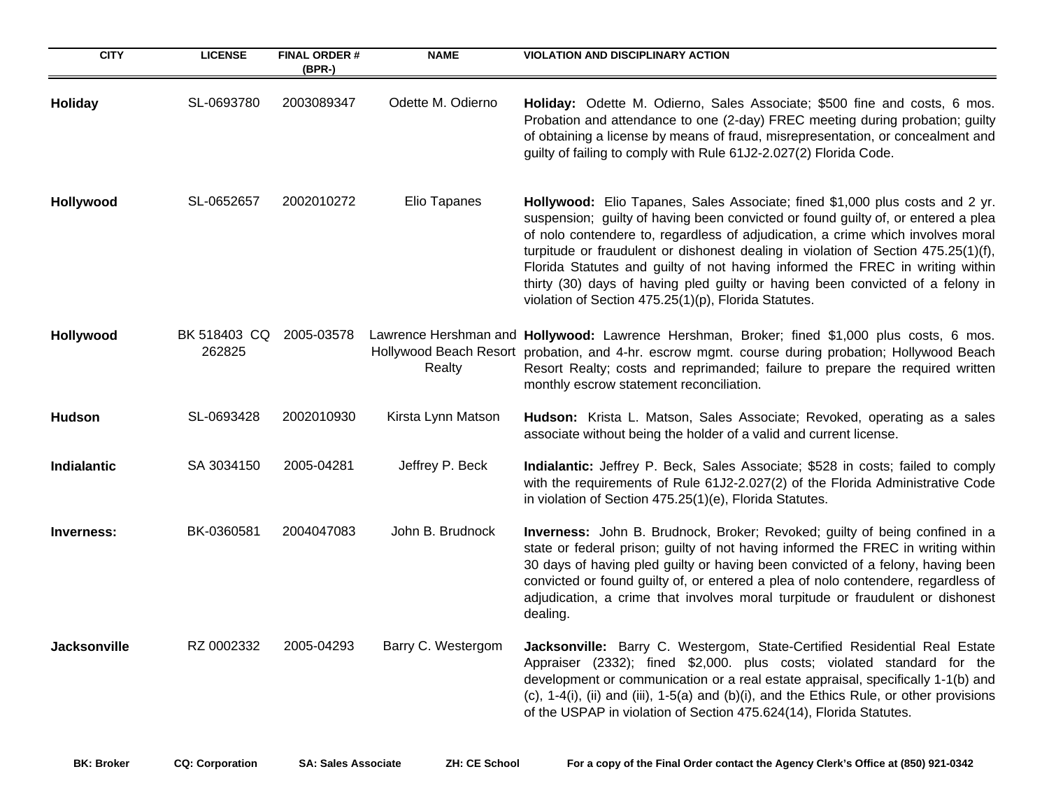| CITY | LICENSE | FINAL ORDER # (BPR-) | NAME | VIOLATION AND DISCIPLINARY ACTION |
|---|---|---|---|---|
| **Holiday** | SL-0693780 | 2003089347 | Odette M. Odierno | **Holiday:** Odette M. Odierno, Sales Associate; $500 fine and costs, 6 mos. Probation and attendance to one (2-day) FREC meeting during probation; guilty of obtaining a license by means of fraud, misrepresentation, or concealment and guilty of failing to comply with Rule 61J2-2.027(2) Florida Code. |
| **Hollywood** | SL-0652657 | 2002010272 | Elio Tapanes | **Hollywood:** Elio Tapanes, Sales Associate; fined $1,000 plus costs and 2 yr. suspension; guilty of having been convicted or found guilty of, or entered a plea of nolo contendere to, regardless of adjudication, a crime which involves moral turpitude or fraudulent or dishonest dealing in violation of Section 475.25(1)(f), Florida Statutes and guilty of not having informed the FREC in writing within thirty (30) days of having pled guilty or having been convicted of a felony in violation of Section 475.25(1)(p), Florida Statutes. |
| **Hollywood** | BK 518403 CQ 262825 | 2005-03578 | Lawrence Hershman and Hollywood Beach Resort Realty | **Hollywood:** Lawrence Hershman, Broker; fined $1,000 plus costs, 6 mos. probation, and 4-hr. escrow mgmt. course during probation; Hollywood Beach Resort Realty; costs and reprimanded; failure to prepare the required written monthly escrow statement reconciliation. |
| **Hudson** | SL-0693428 | 2002010930 | Kirsta Lynn Matson | **Hudson:** Krista L. Matson, Sales Associate; Revoked, operating as a sales associate without being the holder of a valid and current license. |
| **Indialantic** | SA 3034150 | 2005-04281 | Jeffrey P. Beck | **Indialantic:** Jeffrey P. Beck, Sales Associate; $528 in costs; failed to comply with the requirements of Rule 61J2-2.027(2) of the Florida Administrative Code in violation of Section 475.25(1)(e), Florida Statutes. |
| **Inverness:** | BK-0360581 | 2004047083 | John B. Brudnock | **Inverness:** John B. Brudnock, Broker; Revoked; guilty of being confined in a state or federal prison; guilty of not having informed the FREC in writing within 30 days of having pled guilty or having been convicted of a felony, having been convicted or found guilty of, or entered a plea of nolo contendere, regardless of adjudication, a crime that involves moral turpitude or fraudulent or dishonest dealing. |
| **Jacksonville** | RZ 0002332 | 2005-04293 | Barry C. Westergom | **Jacksonville:** Barry C. Westergom, State-Certified Residential Real Estate Appraiser (2332); fined $2,000. plus costs; violated standard for the development or communication or a real estate appraisal, specifically 1-1(b) and (c), 1-4(i), (ii) and (iii), 1-5(a) and (b)(i), and the Ethics Rule, or other provisions of the USPAP in violation of Section 475.624(14), Florida Statutes. |

**BK: Broker** **CQ: Corporation** **SA: Sales Associate** **ZH: CE School** **For a copy of the Final Order contact the Agency Clerk's Office at (850) 921-0342**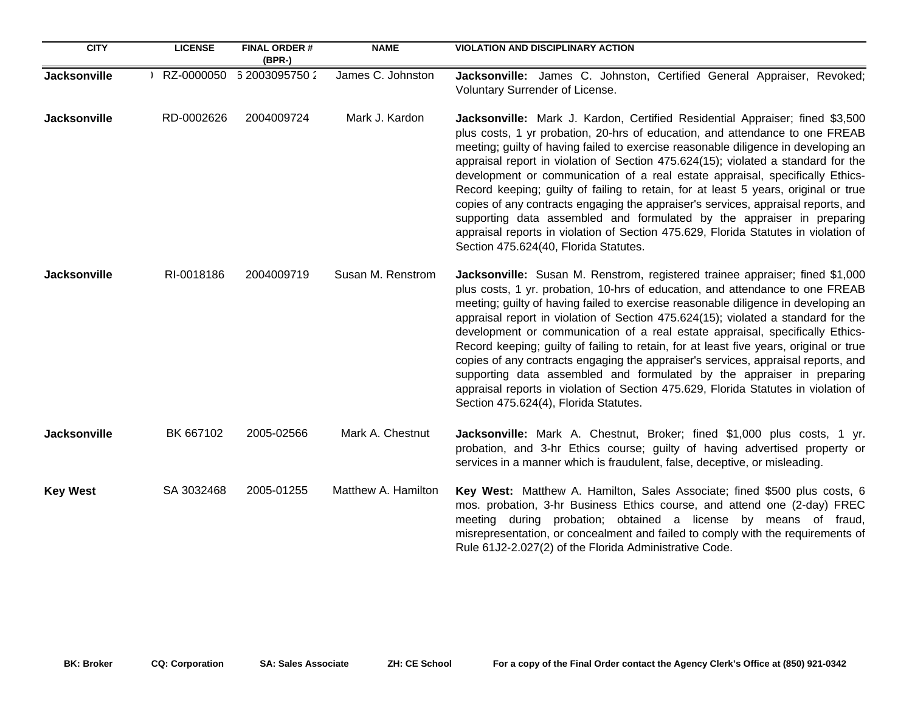| CITY | LICENSE | FINAL ORDER # (BPR-) | NAME | VIOLATION AND DISCIPLINARY ACTION |
|---|---|---|---|---|
| **Jacksonville** | ) RZ-0000050 | 6 2003095750 2 | James C. Johnston | **Jacksonville:** James C. Johnston, Certified General Appraiser, Revoked; Voluntary Surrender of License. |
| **Jacksonville** | RD-0002626 | 2004009724 | Mark J. Kardon | **Jacksonville:** Mark J. Kardon, Certified Residential Appraiser; fined $3,500 plus costs, 1 yr probation, 20-hrs of education, and attendance to one FREAB meeting; guilty of having failed to exercise reasonable diligence in developing an appraisal report in violation of Section 475.624(15); violated a standard for the development or communication of a real estate appraisal, specifically Ethics-Record keeping; guilty of failing to retain, for at least 5 years, original or true copies of any contracts engaging the appraiser's services, appraisal reports, and supporting data assembled and formulated by the appraiser in preparing appraisal reports in violation of Section 475.629, Florida Statutes in violation of Section 475.624(40, Florida Statutes. |
| **Jacksonville** | RI-0018186 | 2004009719 | Susan M. Renstrom | **Jacksonville:** Susan M. Renstrom, registered trainee appraiser; fined $1,000 plus costs, 1 yr. probation, 10-hrs of education, and attendance to one FREAB meeting; guilty of having failed to exercise reasonable diligence in developing an appraisal report in violation of Section 475.624(15); violated a standard for the development or communication of a real estate appraisal, specifically Ethics-Record keeping; guilty of failing to retain, for at least five years, original or true copies of any contracts engaging the appraiser's services, appraisal reports, and supporting data assembled and formulated by the appraiser in preparing appraisal reports in violation of Section 475.629, Florida Statutes in violation of Section 475.624(4), Florida Statutes. |
| **Jacksonville** | BK 667102 | 2005-02566 | Mark A. Chestnut | **Jacksonville:** Mark A. Chestnut, Broker; fined $1,000 plus costs, 1 yr. probation, and 3-hr Ethics course; guilty of having advertised property or services in a manner which is fraudulent, false, deceptive, or misleading. |
| **Key West** | SA 3032468 | 2005-01255 | Matthew A. Hamilton | **Key West:** Matthew A. Hamilton, Sales Associate; fined $500 plus costs, 6 mos. probation, 3-hr Business Ethics course, and attend one (2-day) FREC meeting during probation; obtained a license by means of fraud, misrepresentation, or concealment and failed to comply with the requirements of Rule 61J2-2.027(2) of the Florida Administrative Code. |

**BK: Broker** **CQ: Corporation** **SA: Sales Associate** **ZH: CE School** **For a copy of the Final Order contact the Agency Clerk's Office at (850) 921-0342**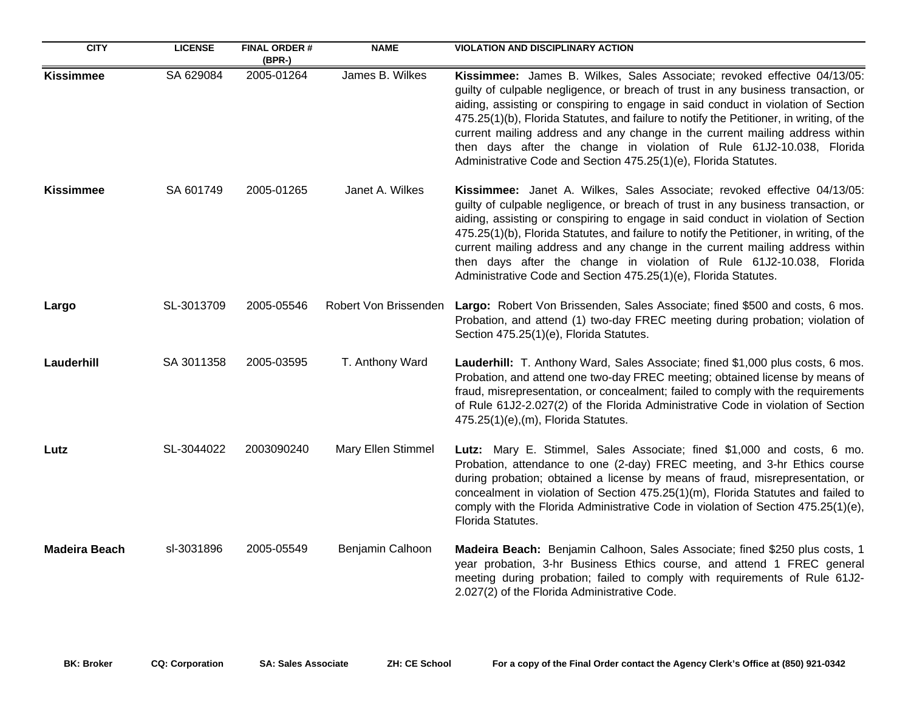| CITY | LICENSE | FINAL ORDER # (BPR-) | NAME | VIOLATION AND DISCIPLINARY ACTION |
|---|---|---|---|---|
| **Kissimmee** | SA 629084 | 2005-01264 | James B. Wilkes | **Kissimmee:** James B. Wilkes, Sales Associate; revoked effective 04/13/05: guilty of culpable negligence, or breach of trust in any business transaction, or aiding, assisting or conspiring to engage in said conduct in violation of Section 475.25(1)(b), Florida Statutes, and failure to notify the Petitioner, in writing, of the current mailing address and any change in the current mailing address within then days after the change in violation of Rule 61J2-10.038, Florida Administrative Code and Section 475.25(1)(e), Florida Statutes. |
| **Kissimmee** | SA 601749 | 2005-01265 | Janet A. Wilkes | **Kissimmee:** Janet A. Wilkes, Sales Associate; revoked effective 04/13/05: guilty of culpable negligence, or breach of trust in any business transaction, or aiding, assisting or conspiring to engage in said conduct in violation of Section 475.25(1)(b), Florida Statutes, and failure to notify the Petitioner, in writing, of the current mailing address and any change in the current mailing address within then days after the change in violation of Rule 61J2-10.038, Florida Administrative Code and Section 475.25(1)(e), Florida Statutes. |
| **Largo** | SL-3013709 | 2005-05546 | Robert Von Brissenden | **Largo:** Robert Von Brissenden, Sales Associate; fined $500 and costs, 6 mos. Probation, and attend (1) two-day FREC meeting during probation; violation of Section 475.25(1)(e), Florida Statutes. |
| **Lauderhill** | SA 3011358 | 2005-03595 | T. Anthony Ward | **Lauderhill:** T. Anthony Ward, Sales Associate; fined $1,000 plus costs, 6 mos. Probation, and attend one two-day FREC meeting; obtained license by means of fraud, misrepresentation, or concealment; failed to comply with the requirements of Rule 61J2-2.027(2) of the Florida Administrative Code in violation of Section 475.25(1)(e),(m), Florida Statutes. |
| **Lutz** | SL-3044022 | 2003090240 | Mary Ellen Stimmel | **Lutz:** Mary E. Stimmel, Sales Associate; fined $1,000 and costs, 6 mo. Probation, attendance to one (2-day) FREC meeting, and 3-hr Ethics course during probation; obtained a license by means of fraud, misrepresentation, or concealment in violation of Section 475.25(1)(m), Florida Statutes and failed to comply with the Florida Administrative Code in violation of Section 475.25(1)(e), Florida Statutes. |
| **Madeira Beach** | sl-3031896 | 2005-05549 | Benjamin Calhoon | **Madeira Beach:** Benjamin Calhoon, Sales Associate; fined $250 plus costs, 1 year probation, 3-hr Business Ethics course, and attend 1 FREC general meeting during probation; failed to comply with requirements of Rule 61J2-2.027(2) of the Florida Administrative Code. |

**BK: Broker** **CQ: Corporation** **SA: Sales Associate** **ZH: CE School** **For a copy of the Final Order contact the Agency Clerk's Office at (850) 921-0342**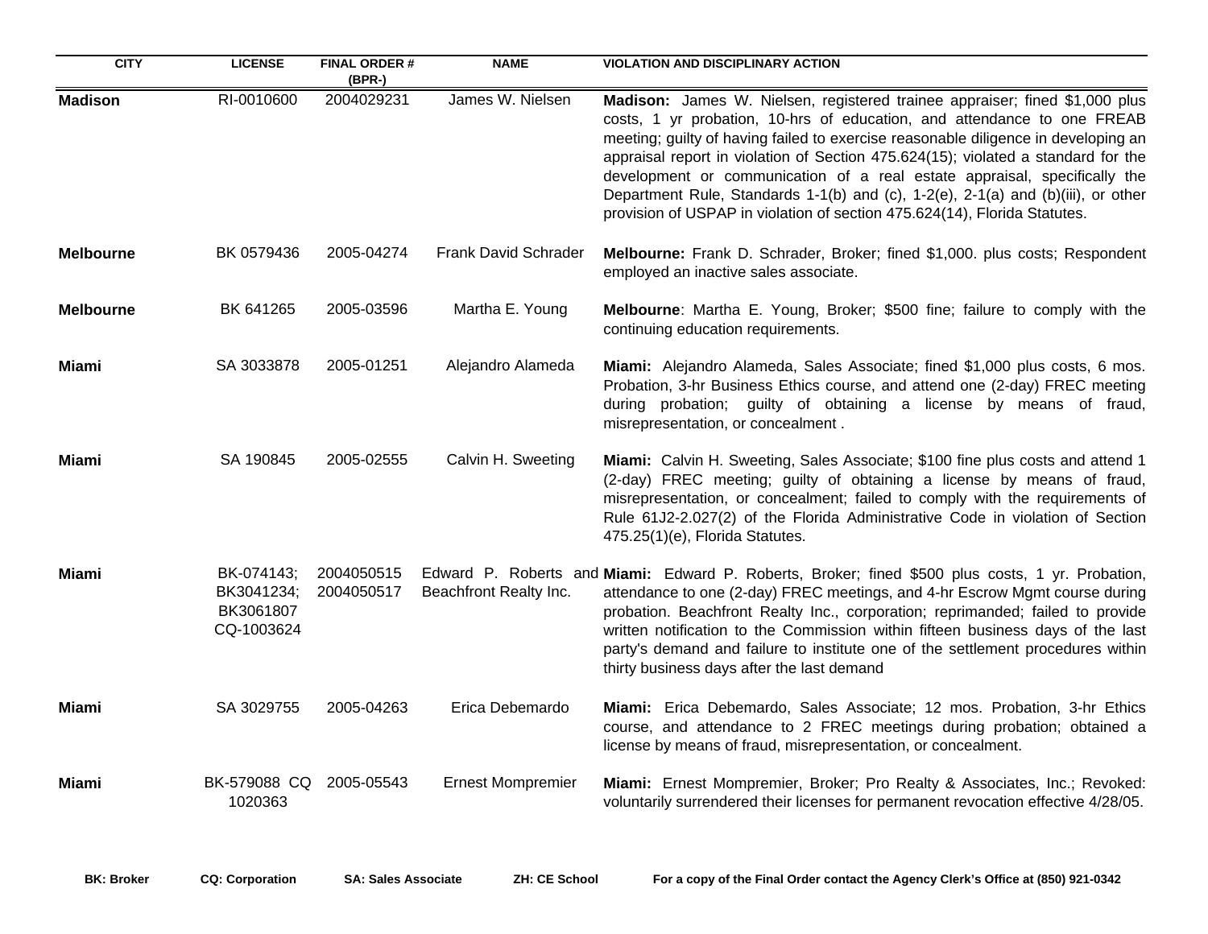| CITY | LICENSE | FINAL ORDER # (BPR-) | NAME | VIOLATION AND DISCIPLINARY ACTION |
|---|---|---|---|---|
| **Madison** | RI-0010600 | 2004029231 | James W. Nielsen | **Madison:** James W. Nielsen, registered trainee appraiser; fined $1,000 plus costs, 1 yr probation, 10-hrs of education, and attendance to one FREAB meeting; guilty of having failed to exercise reasonable diligence in developing an appraisal report in violation of Section 475.624(15); violated a standard for the development or communication of a real estate appraisal, specifically the Department Rule, Standards 1-1(b) and (c), 1-2(e), 2-1(a) and (b)(iii), or other provision of USPAP in violation of section 475.624(14), Florida Statutes. |
| **Melbourne** | BK 0579436 | 2005-04274 | Frank David Schrader | **Melbourne:** Frank D. Schrader, Broker; fined $1,000. plus costs; Respondent employed an inactive sales associate. |
| **Melbourne** | BK 641265 | 2005-03596 | Martha E. Young | **Melbourne**: Martha E. Young, Broker; $500 fine; failure to comply with the continuing education requirements. |
| **Miami** | SA 3033878 | 2005-01251 | Alejandro Alameda | **Miami:** Alejandro Alameda, Sales Associate; fined $1,000 plus costs, 6 mos. Probation, 3-hr Business Ethics course, and attend one (2-day) FREC meeting during probation; guilty of obtaining a license by means of fraud, misrepresentation, or concealment . |
| **Miami** | SA 190845 | 2005-02555 | Calvin H. Sweeting | **Miami:** Calvin H. Sweeting, Sales Associate; $100 fine plus costs and attend 1 (2-day) FREC meeting; guilty of obtaining a license by means of fraud, misrepresentation, or concealment; failed to comply with the requirements of Rule 61J2-2.027(2) of the Florida Administrative Code in violation of Section 475.25(1)(e), Florida Statutes. |
| **Miami** | BK-074143; BK3041234; BK3061807 CQ-1003624 | 2004050515 2004050517 | Edward P. Roberts and Beachfront Realty Inc. | **Miami:** Edward P. Roberts, Broker; fined $500 plus costs, 1 yr. Probation, attendance to one (2-day) FREC meetings, and 4-hr Escrow Mgmt course during probation. Beachfront Realty Inc., corporation; reprimanded; failed to provide written notification to the Commission within fifteen business days of the last party's demand and failure to institute one of the settlement procedures within thirty business days after the last demand |
| **Miami** | SA 3029755 | 2005-04263 | Erica Debemardo | **Miami:** Erica Debemardo, Sales Associate; 12 mos. Probation, 3-hr Ethics course, and attendance to 2 FREC meetings during probation; obtained a license by means of fraud, misrepresentation, or concealment. |
| **Miami** | BK-579088 CQ 1020363 | 2005-05543 | Ernest Mompremier | **Miami:** Ernest Mompremier, Broker; Pro Realty & Associates, Inc.; Revoked: voluntarily surrendered their licenses for permanent revocation effective 4/28/05. |

**BK: Broker** **CQ: Corporation** **SA: Sales Associate** **ZH: CE School** **For a copy of the Final Order contact the Agency Clerk's Office at (850) 921-0342**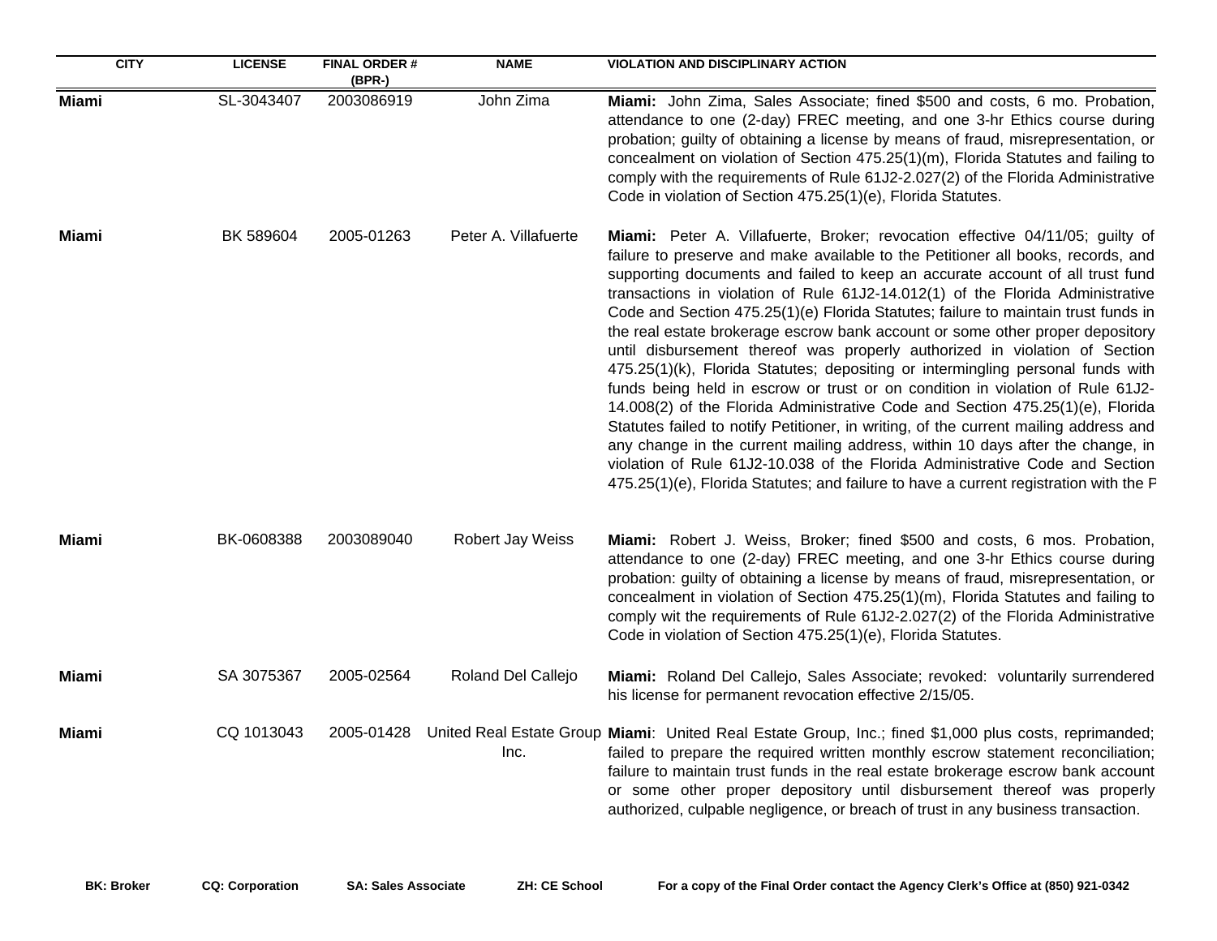| CITY | LICENSE | FINAL ORDER # (BPR-) | NAME | VIOLATION AND DISCIPLINARY ACTION |
|---|---|---|---|---|
| **Miami** | SL-3043407 | 2003086919 | John Zima | **Miami:** John Zima, Sales Associate; fined $500 and costs, 6 mo. Probation, attendance to one (2-day) FREC meeting, and one 3-hr Ethics course during probation; guilty of obtaining a license by means of fraud, misrepresentation, or concealment on violation of Section 475.25(1)(m), Florida Statutes and failing to comply with the requirements of Rule 61J2-2.027(2) of the Florida Administrative Code in violation of Section 475.25(1)(e), Florida Statutes. |
| **Miami** | BK 589604 | 2005-01263 | Peter A. Villafuerte | **Miami:** Peter A. Villafuerte, Broker; revocation effective 04/11/05; guilty of failure to preserve and make available to the Petitioner all books, records, and supporting documents and failed to keep an accurate account of all trust fund transactions in violation of Rule 61J2-14.012(1) of the Florida Administrative Code and Section 475.25(1)(e) Florida Statutes; failure to maintain trust funds in the real estate brokerage escrow bank account or some other proper depository until disbursement thereof was properly authorized in violation of Section 475.25(1)(k), Florida Statutes; depositing or intermingling personal funds with funds being held in escrow or trust or on condition in violation of Rule 61J2-14.008(2) of the Florida Administrative Code and Section 475.25(1)(e), Florida Statutes failed to notify Petitioner, in writing, of the current mailing address and any change in the current mailing address, within 10 days after the change, in violation of Rule 61J2-10.038 of the Florida Administrative Code and Section 475.25(1)(e), Florida Statutes; and failure to have a current registration with the F |
| **Miami** | BK-0608388 | 2003089040 | Robert Jay Weiss | **Miami:** Robert J. Weiss, Broker; fined $500 and costs, 6 mos. Probation, attendance to one (2-day) FREC meeting, and one 3-hr Ethics course during probation: guilty of obtaining a license by means of fraud, misrepresentation, or concealment in violation of Section 475.25(1)(m), Florida Statutes and failing to comply wit the requirements of Rule 61J2-2.027(2) of the Florida Administrative Code in violation of Section 475.25(1)(e), Florida Statutes. |
| **Miami** | SA 3075367 | 2005-02564 | Roland Del Callejo | **Miami:** Roland Del Callejo, Sales Associate; revoked: voluntarily surrendered his license for permanent revocation effective 2/15/05. |
| **Miami** | CQ 1013043 | 2005-01428 | United Real Estate Group Inc. | **Miami**: United Real Estate Group, Inc.; fined $1,000 plus costs, reprimanded; failed to prepare the required written monthly escrow statement reconciliation; failure to maintain trust funds in the real estate brokerage escrow bank account or some other proper depository until disbursement thereof was properly authorized, culpable negligence, or breach of trust in any business transaction. |

**BK: Broker** **CQ: Corporation** **SA: Sales Associate** **ZH: CE School** **For a copy of the Final Order contact the Agency Clerk's Office at (850) 921-0342**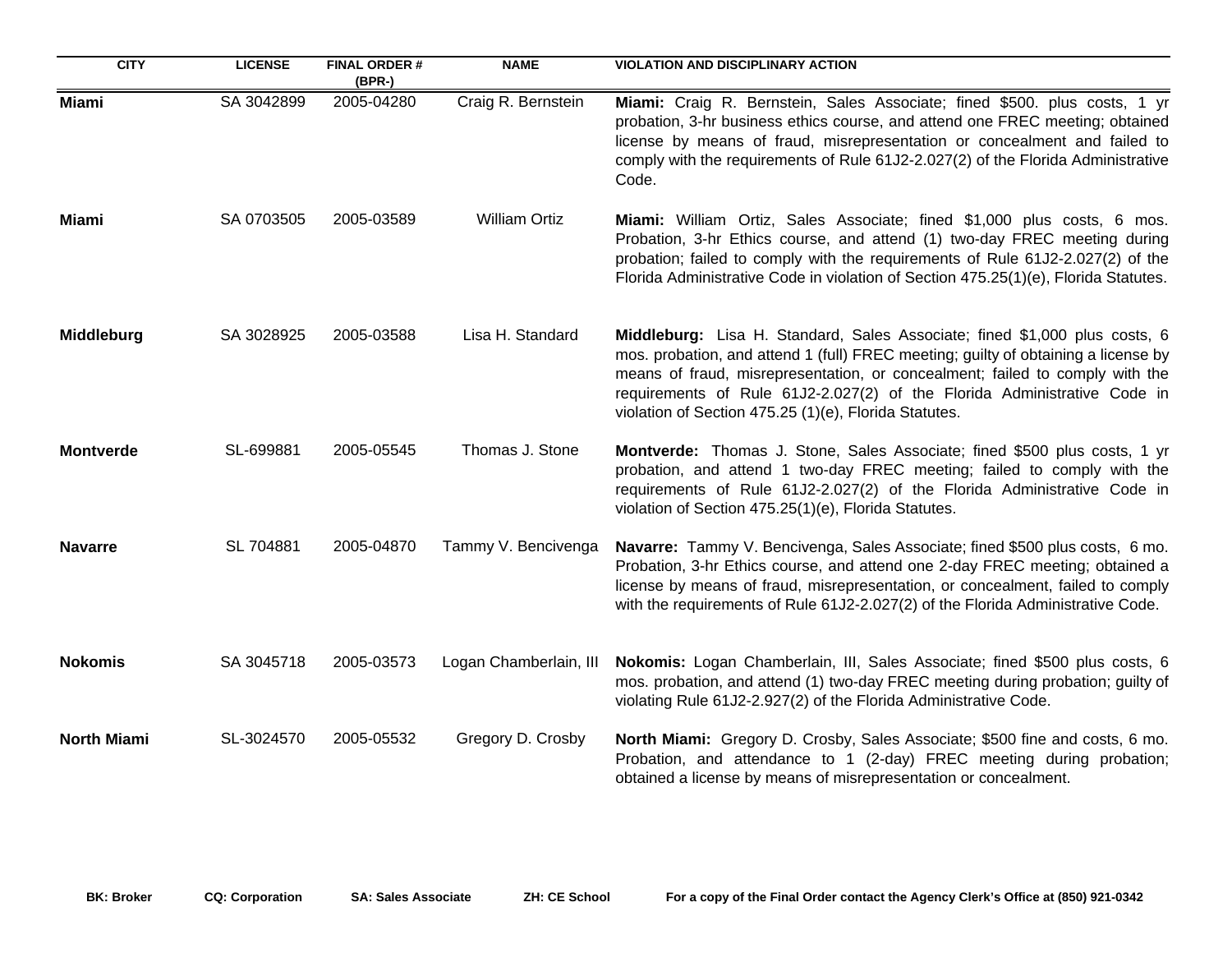| CITY | LICENSE | FINAL ORDER # (BPR-) | NAME | VIOLATION AND DISCIPLINARY ACTION |
|---|---|---|---|---|
| **Miami** | SA 3042899 | 2005-04280 | Craig R. Bernstein | **Miami:** Craig R. Bernstein, Sales Associate; fined $500. plus costs, 1 yr probation, 3-hr business ethics course, and attend one FREC meeting; obtained license by means of fraud, misrepresentation or concealment and failed to comply with the requirements of Rule 61J2-2.027(2) of the Florida Administrative Code. |
| **Miami** | SA 0703505 | 2005-03589 | William Ortiz | **Miami:** William Ortiz, Sales Associate; fined $1,000 plus costs, 6 mos. Probation, 3-hr Ethics course, and attend (1) two-day FREC meeting during probation; failed to comply with the requirements of Rule 61J2-2.027(2) of the Florida Administrative Code in violation of Section 475.25(1)(e), Florida Statutes. |
| **Middleburg** | SA 3028925 | 2005-03588 | Lisa H. Standard | **Middleburg:** Lisa H. Standard, Sales Associate; fined $1,000 plus costs, 6 mos. probation, and attend 1 (full) FREC meeting; guilty of obtaining a license by means of fraud, misrepresentation, or concealment; failed to comply with the requirements of Rule 61J2-2.027(2) of the Florida Administrative Code in violation of Section 475.25 (1)(e), Florida Statutes. |
| **Montverde** | SL-699881 | 2005-05545 | Thomas J. Stone | **Montverde:** Thomas J. Stone, Sales Associate; fined $500 plus costs, 1 yr probation, and attend 1 two-day FREC meeting; failed to comply with the requirements of Rule 61J2-2.027(2) of the Florida Administrative Code in violation of Section 475.25(1)(e), Florida Statutes. |
| **Navarre** | SL 704881 | 2005-04870 | Tammy V. Bencivenga | **Navarre:** Tammy V. Bencivenga, Sales Associate; fined $500 plus costs, 6 mo. Probation, 3-hr Ethics course, and attend one 2-day FREC meeting; obtained a license by means of fraud, misrepresentation, or concealment, failed to comply with the requirements of Rule 61J2-2.027(2) of the Florida Administrative Code. |
| **Nokomis** | SA 3045718 | 2005-03573 | Logan Chamberlain, III | **Nokomis:** Logan Chamberlain, III, Sales Associate; fined $500 plus costs, 6 mos. probation, and attend (1) two-day FREC meeting during probation; guilty of violating Rule 61J2-2.927(2) of the Florida Administrative Code. |
| **North Miami** | SL-3024570 | 2005-05532 | Gregory D. Crosby | **North Miami:** Gregory D. Crosby, Sales Associate; $500 fine and costs, 6 mo. Probation, and attendance to 1 (2-day) FREC meeting during probation; obtained a license by means of misrepresentation or concealment. |

**BK: Broker** **CQ: Corporation** **SA: Sales Associate** **ZH: CE School** **For a copy of the Final Order contact the Agency Clerk's Office at (850) 921-0342**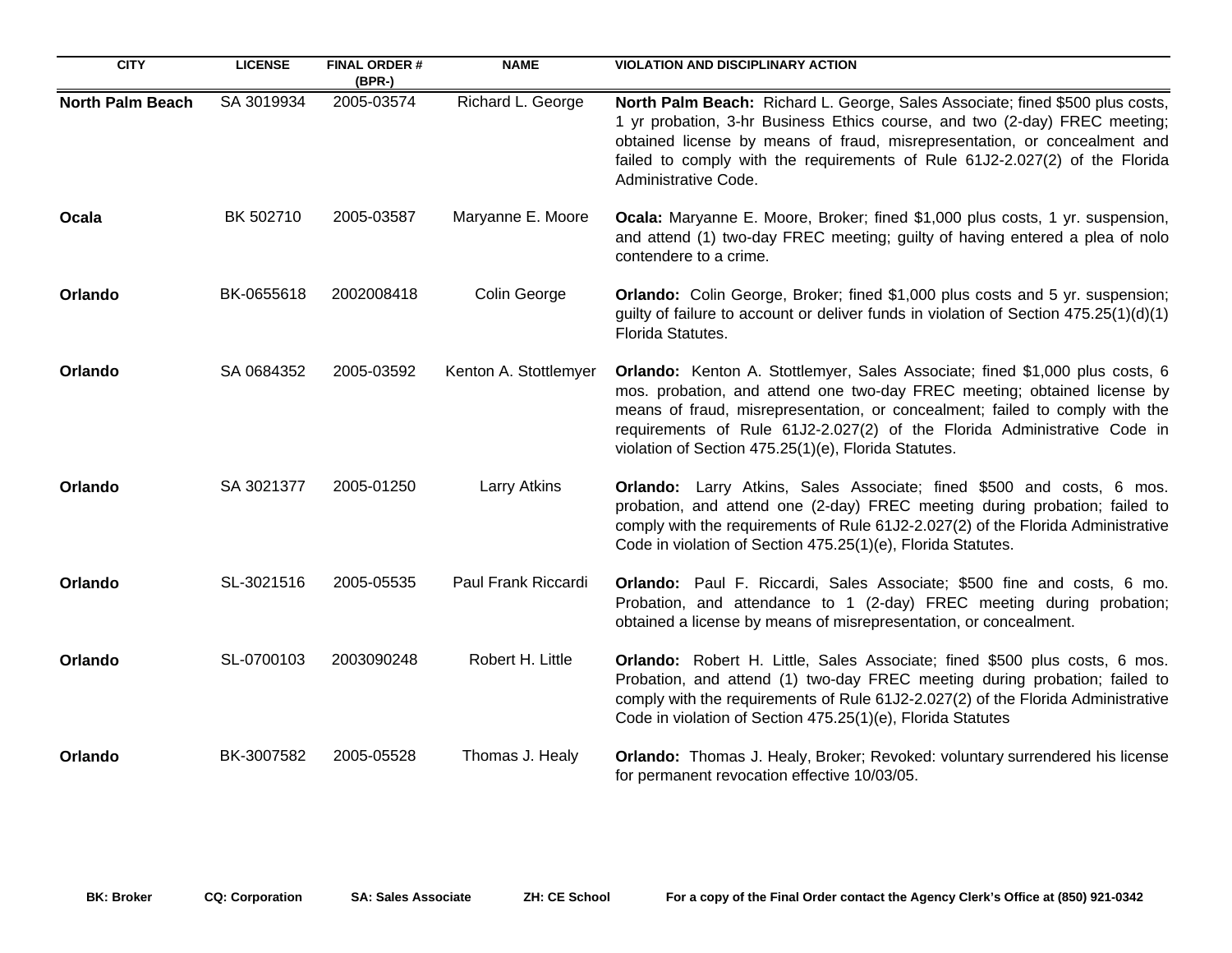| CITY | LICENSE | FINAL ORDER # (BPR-) | NAME | VIOLATION AND DISCIPLINARY ACTION |
|---|---|---|---|---|
| **North Palm Beach** | SA 3019934 | 2005-03574 | Richard L. George | **North Palm Beach:** Richard L. George, Sales Associate; fined $500 plus costs, 1 yr probation, 3-hr Business Ethics course, and two (2-day) FREC meeting; obtained license by means of fraud, misrepresentation, or concealment and failed to comply with the requirements of Rule 61J2-2.027(2) of the Florida Administrative Code. |
| **Ocala** | BK 502710 | 2005-03587 | Maryanne E. Moore | **Ocala:** Maryanne E. Moore, Broker; fined $1,000 plus costs, 1 yr. suspension, and attend (1) two-day FREC meeting; guilty of having entered a plea of nolo contendere to a crime. |
| **Orlando** | BK-0655618 | 2002008418 | Colin George | **Orlando:** Colin George, Broker; fined $1,000 plus costs and 5 yr. suspension; guilty of failure to account or deliver funds in violation of Section 475.25(1)(d)(1) Florida Statutes. |
| **Orlando** | SA 0684352 | 2005-03592 | Kenton A. Stottlemyer | **Orlando:** Kenton A. Stottlemyer, Sales Associate; fined $1,000 plus costs, 6 mos. probation, and attend one two-day FREC meeting; obtained license by means of fraud, misrepresentation, or concealment; failed to comply with the requirements of Rule 61J2-2.027(2) of the Florida Administrative Code in violation of Section 475.25(1)(e), Florida Statutes. |
| **Orlando** | SA 3021377 | 2005-01250 | Larry Atkins | **Orlando:** Larry Atkins, Sales Associate; fined $500 and costs, 6 mos. probation, and attend one (2-day) FREC meeting during probation; failed to comply with the requirements of Rule 61J2-2.027(2) of the Florida Administrative Code in violation of Section 475.25(1)(e), Florida Statutes. |
| **Orlando** | SL-3021516 | 2005-05535 | Paul Frank Riccardi | **Orlando:** Paul F. Riccardi, Sales Associate; $500 fine and costs, 6 mo. Probation, and attendance to 1 (2-day) FREC meeting during probation; obtained a license by means of misrepresentation, or concealment. |
| **Orlando** | SL-0700103 | 2003090248 | Robert H. Little | **Orlando:** Robert H. Little, Sales Associate; fined $500 plus costs, 6 mos. Probation, and attend (1) two-day FREC meeting during probation; failed to comply with the requirements of Rule 61J2-2.027(2) of the Florida Administrative Code in violation of Section 475.25(1)(e), Florida Statutes |
| **Orlando** | BK-3007582 | 2005-05528 | Thomas J. Healy | **Orlando:** Thomas J. Healy, Broker; Revoked: voluntary surrendered his license for permanent revocation effective 10/03/05. |

**BK: Broker** **CQ: Corporation** **SA: Sales Associate** **ZH: CE School** **For a copy of the Final Order contact the Agency Clerk's Office at (850) 921-0342**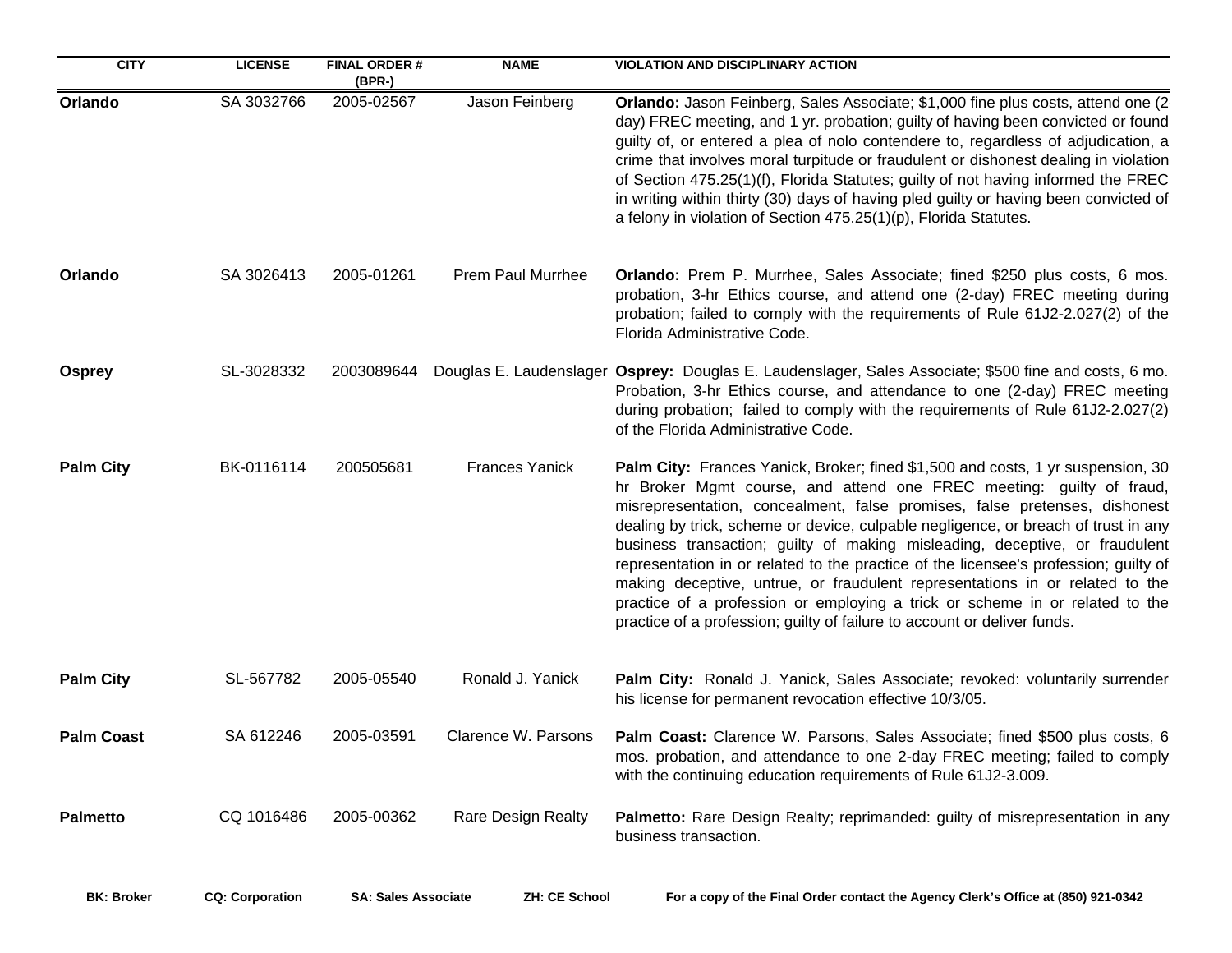| CITY | LICENSE | FINAL ORDER # (BPR-) | NAME | VIOLATION AND DISCIPLINARY ACTION |
|---|---|---|---|---|
| **Orlando** | SA 3032766 | 2005-02567 | Jason Feinberg | **Orlando:** Jason Feinberg, Sales Associate; $1,000 fine plus costs, attend one (2-day) FREC meeting, and 1 yr. probation; guilty of having been convicted or found guilty of, or entered a plea of nolo contendere to, regardless of adjudication, a crime that involves moral turpitude or fraudulent or dishonest dealing in violation of Section 475.25(1)(f), Florida Statutes; guilty of not having informed the FREC in writing within thirty (30) days of having pled guilty or having been convicted of a felony in violation of Section 475.25(1)(p), Florida Statutes. |
| **Orlando** | SA 3026413 | 2005-01261 | Prem Paul Murrhee | **Orlando:** Prem P. Murrhee, Sales Associate; fined $250 plus costs, 6 mos. probation, 3-hr Ethics course, and attend one (2-day) FREC meeting during probation; failed to comply with the requirements of Rule 61J2-2.027(2) of the Florida Administrative Code. |
| **Osprey** | SL-3028332 | 2003089644 | Douglas E. Laudenslager | **Osprey:** Douglas E. Laudenslager, Sales Associate; $500 fine and costs, 6 mo. Probation, 3-hr Ethics course, and attendance to one (2-day) FREC meeting during probation; failed to comply with the requirements of Rule 61J2-2.027(2) of the Florida Administrative Code. |
| **Palm City** | BK-0116114 | 200505681 | Frances Yanick | **Palm City:** Frances Yanick, Broker; fined $1,500 and costs, 1 yr suspension, 30-hr Broker Mgmt course, and attend one FREC meeting: guilty of fraud, misrepresentation, concealment, false promises, false pretenses, dishonest dealing by trick, scheme or device, culpable negligence, or breach of trust in any business transaction; guilty of making misleading, deceptive, or fraudulent representation in or related to the practice of the licensee's profession; guilty of making deceptive, untrue, or fraudulent representations in or related to the practice of a profession or employing a trick or scheme in or related to the practice of a profession; guilty of failure to account or deliver funds. |
| **Palm City** | SL-567782 | 2005-05540 | Ronald J. Yanick | **Palm City:** Ronald J. Yanick, Sales Associate; revoked: voluntarily surrender his license for permanent revocation effective 10/3/05. |
| **Palm Coast** | SA 612246 | 2005-03591 | Clarence W. Parsons | **Palm Coast:** Clarence W. Parsons, Sales Associate; fined $500 plus costs, 6 mos. probation, and attendance to one 2-day FREC meeting; failed to comply with the continuing education requirements of Rule 61J2-3.009. |
| **Palmetto** | CQ 1016486 | 2005-00362 | Rare Design Realty | **Palmetto:** Rare Design Realty; reprimanded: guilty of misrepresentation in any business transaction. |

**BK: Broker** **CQ: Corporation** **SA: Sales Associate** **ZH: CE School** **For a copy of the Final Order contact the Agency Clerk's Office at (850) 921-0342**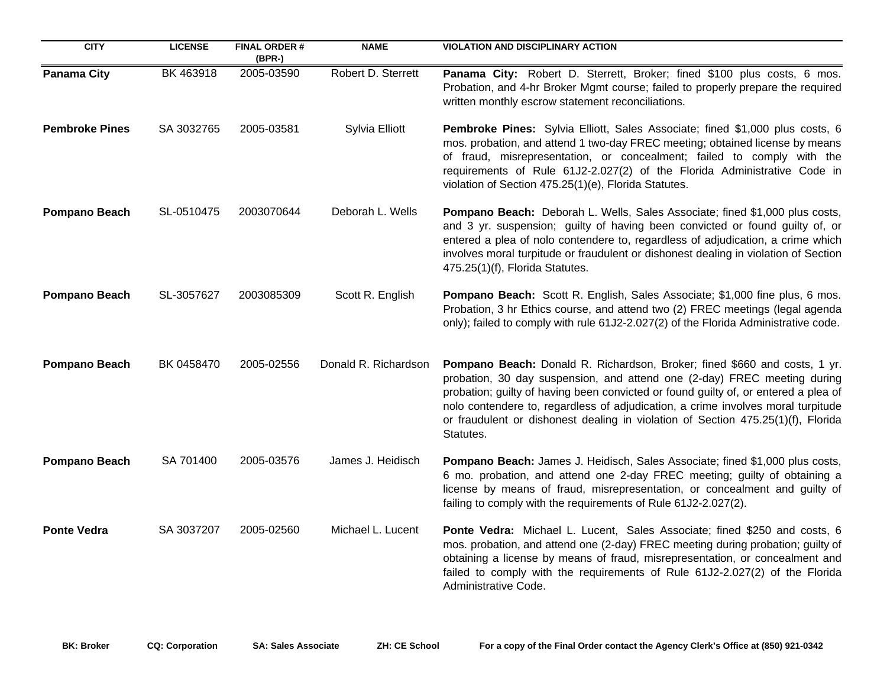| CITY | LICENSE | FINAL ORDER # (BPR-) | NAME | VIOLATION AND DISCIPLINARY ACTION |
|---|---|---|---|---|
| **Panama City** | BK 463918 | 2005-03590 | Robert D. Sterrett | **Panama City:** Robert D. Sterrett, Broker; fined $100 plus costs, 6 mos. Probation, and 4-hr Broker Mgmt course; failed to properly prepare the required written monthly escrow statement reconciliations. |
| **Pembroke Pines** | SA 3032765 | 2005-03581 | Sylvia Elliott | **Pembroke Pines:** Sylvia Elliott, Sales Associate; fined $1,000 plus costs, 6 mos. probation, and attend 1 two-day FREC meeting; obtained license by means of fraud, misrepresentation, or concealment; failed to comply with the requirements of Rule 61J2-2.027(2) of the Florida Administrative Code in violation of Section 475.25(1)(e), Florida Statutes. |
| **Pompano Beach** | SL-0510475 | 2003070644 | Deborah L. Wells | **Pompano Beach:** Deborah L. Wells, Sales Associate; fined $1,000 plus costs, and 3 yr. suspension; guilty of having been convicted or found guilty of, or entered a plea of nolo contendere to, regardless of adjudication, a crime which involves moral turpitude or fraudulent or dishonest dealing in violation of Section 475.25(1)(f), Florida Statutes. |
| **Pompano Beach** | SL-3057627 | 2003085309 | Scott R. English | **Pompano Beach:** Scott R. English, Sales Associate; $1,000 fine plus, 6 mos. Probation, 3 hr Ethics course, and attend two (2) FREC meetings (legal agenda only); failed to comply with rule 61J2-2.027(2) of the Florida Administrative code. |
| **Pompano Beach** | BK 0458470 | 2005-02556 | Donald R. Richardson | **Pompano Beach:** Donald R. Richardson, Broker; fined $660 and costs, 1 yr. probation, 30 day suspension, and attend one (2-day) FREC meeting during probation; guilty of having been convicted or found guilty of, or entered a plea of nolo contendere to, regardless of adjudication, a crime involves moral turpitude or fraudulent or dishonest dealing in violation of Section 475.25(1)(f), Florida Statutes. |
| **Pompano Beach** | SA 701400 | 2005-03576 | James J. Heidisch | **Pompano Beach:** James J. Heidisch, Sales Associate; fined $1,000 plus costs, 6 mo. probation, and attend one 2-day FREC meeting; guilty of obtaining a license by means of fraud, misrepresentation, or concealment and guilty of failing to comply with the requirements of Rule 61J2-2.027(2). |
| **Ponte Vedra** | SA 3037207 | 2005-02560 | Michael L. Lucent | **Ponte Vedra:** Michael L. Lucent, Sales Associate; fined $250 and costs, 6 mos. probation, and attend one (2-day) FREC meeting during probation; guilty of obtaining a license by means of fraud, misrepresentation, or concealment and failed to comply with the requirements of Rule 61J2-2.027(2) of the Florida Administrative Code. |

**BK: Broker** **CQ: Corporation** **SA: Sales Associate** **ZH: CE School** **For a copy of the Final Order contact the Agency Clerk's Office at (850) 921-0342**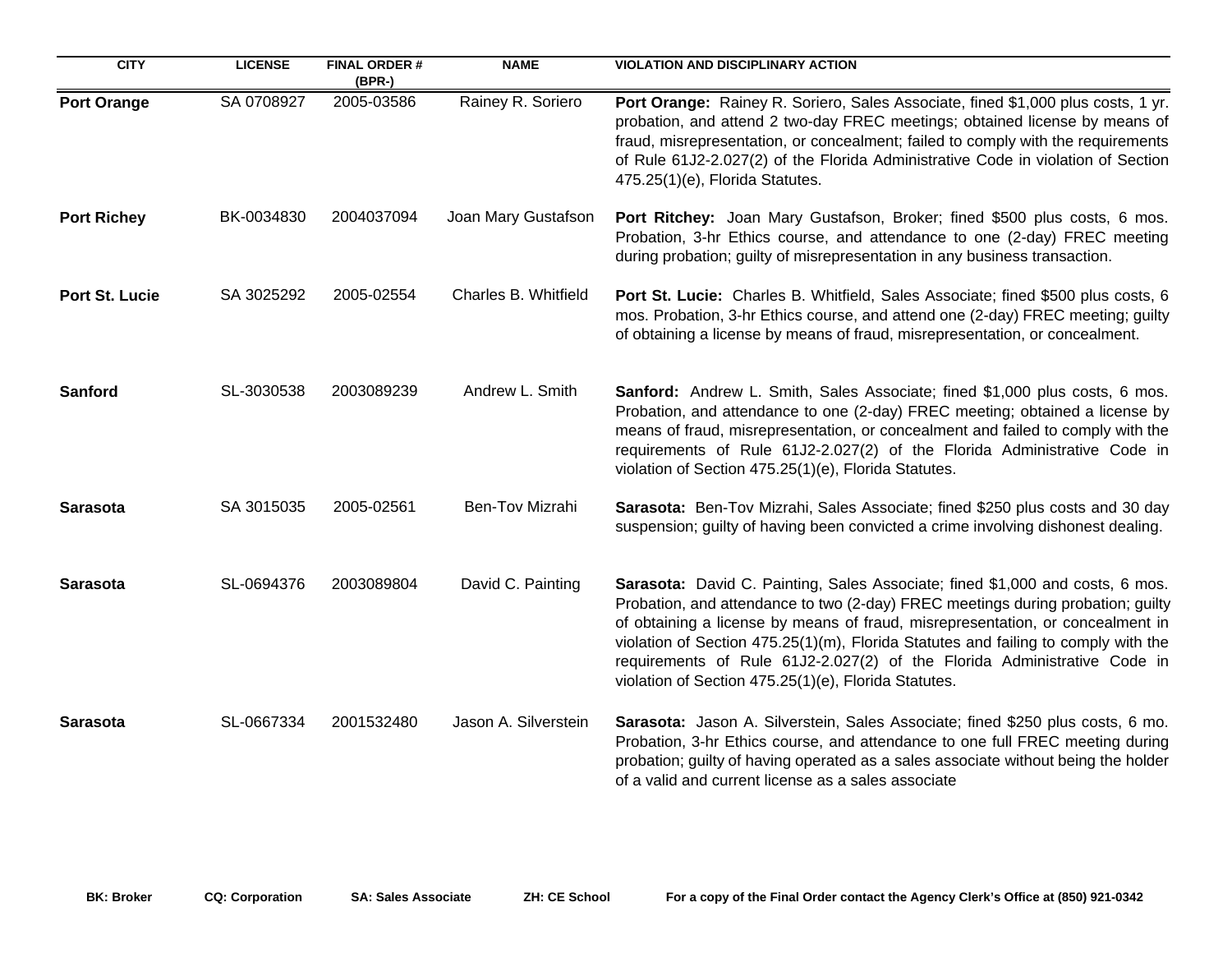| CITY | LICENSE | FINAL ORDER # (BPR-) | NAME | VIOLATION AND DISCIPLINARY ACTION |
|---|---|---|---|---|
| **Port Orange** | SA 0708927 | 2005-03586 | Rainey R. Soriero | **Port Orange:** Rainey R. Soriero, Sales Associate, fined $1,000 plus costs, 1 yr. probation, and attend 2 two-day FREC meetings; obtained license by means of fraud, misrepresentation, or concealment; failed to comply with the requirements of Rule 61J2-2.027(2) of the Florida Administrative Code in violation of Section 475.25(1)(e), Florida Statutes. |
| **Port Richey** | BK-0034830 | 2004037094 | Joan Mary Gustafson | **Port Ritchey:** Joan Mary Gustafson, Broker; fined $500 plus costs, 6 mos. Probation, 3-hr Ethics course, and attendance to one (2-day) FREC meeting during probation; guilty of misrepresentation in any business transaction. |
| **Port St. Lucie** | SA 3025292 | 2005-02554 | Charles B. Whitfield | **Port St. Lucie:** Charles B. Whitfield, Sales Associate; fined $500 plus costs, 6 mos. Probation, 3-hr Ethics course, and attend one (2-day) FREC meeting; guilty of obtaining a license by means of fraud, misrepresentation, or concealment. |
| **Sanford** | SL-3030538 | 2003089239 | Andrew L. Smith | **Sanford:** Andrew L. Smith, Sales Associate; fined $1,000 plus costs, 6 mos. Probation, and attendance to one (2-day) FREC meeting; obtained a license by means of fraud, misrepresentation, or concealment and failed to comply with the requirements of Rule 61J2-2.027(2) of the Florida Administrative Code in violation of Section 475.25(1)(e), Florida Statutes. |
| **Sarasota** | SA 3015035 | 2005-02561 | Ben-Tov Mizrahi | **Sarasota:** Ben-Tov Mizrahi, Sales Associate; fined $250 plus costs and 30 day suspension; guilty of having been convicted a crime involving dishonest dealing. |
| **Sarasota** | SL-0694376 | 2003089804 | David C. Painting | **Sarasota:** David C. Painting, Sales Associate; fined $1,000 and costs, 6 mos. Probation, and attendance to two (2-day) FREC meetings during probation; guilty of obtaining a license by means of fraud, misrepresentation, or concealment in violation of Section 475.25(1)(m), Florida Statutes and failing to comply with the requirements of Rule 61J2-2.027(2) of the Florida Administrative Code in violation of Section 475.25(1)(e), Florida Statutes. |
| **Sarasota** | SL-0667334 | 2001532480 | Jason A. Silverstein | **Sarasota:** Jason A. Silverstein, Sales Associate; fined $250 plus costs, 6 mo. Probation, 3-hr Ethics course, and attendance to one full FREC meeting during probation; guilty of having operated as a sales associate without being the holder of a valid and current license as a sales associate |

**BK: Broker** **CQ: Corporation** **SA: Sales Associate** **ZH: CE School** **For a copy of the Final Order contact the Agency Clerk's Office at (850) 921-0342**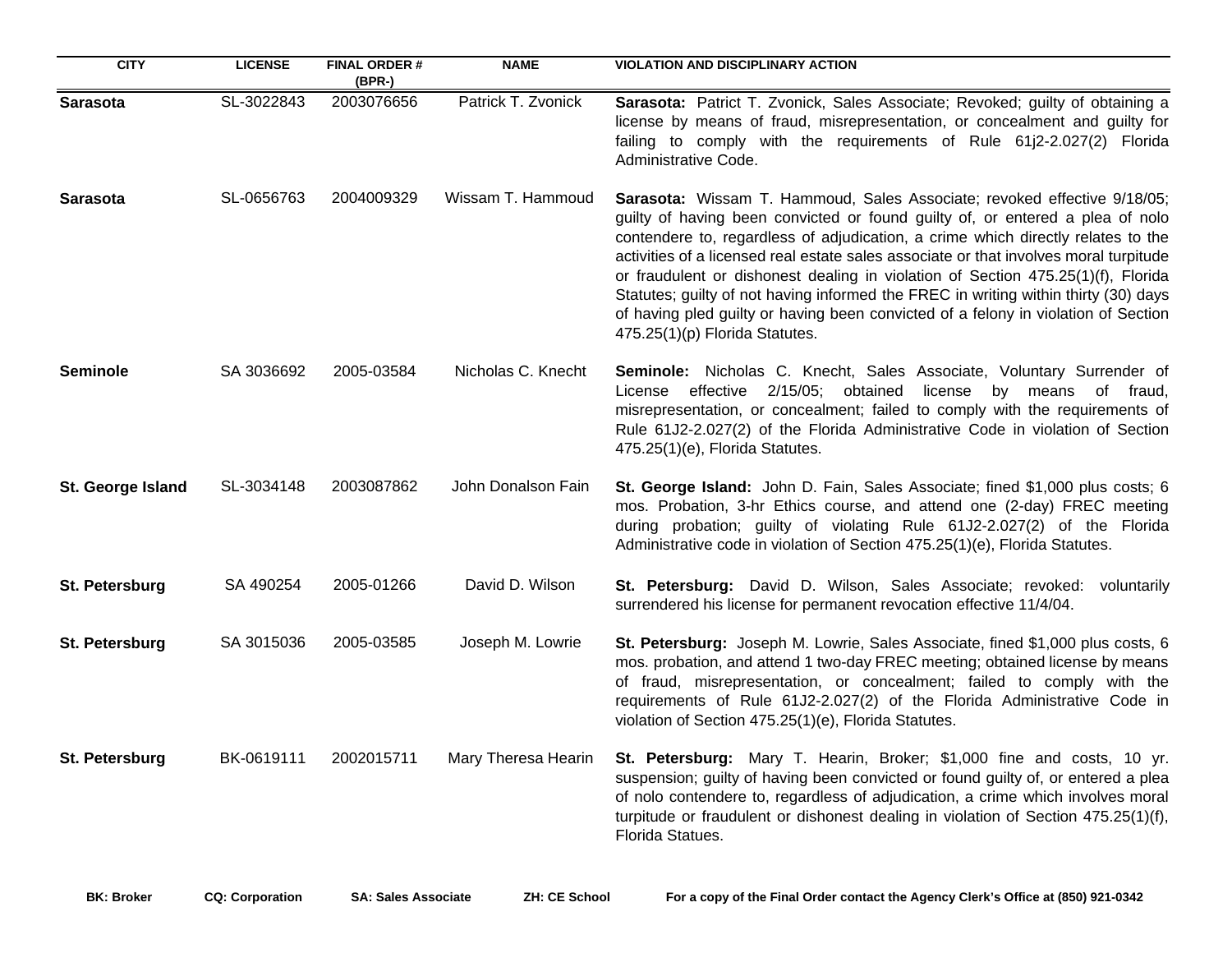| CITY | LICENSE | FINAL ORDER # (BPR-) | NAME | VIOLATION AND DISCIPLINARY ACTION |
|---|---|---|---|---|
| **Sarasota** | SL-3022843 | 2003076656 | Patrick T. Zvonick | **Sarasota:** Patrict T. Zvonick, Sales Associate; Revoked; guilty of obtaining a license by means of fraud, misrepresentation, or concealment and guilty for failing to comply with the requirements of Rule 61j2-2.027(2) Florida Administrative Code. |
| **Sarasota** | SL-0656763 | 2004009329 | Wissam T. Hammoud | **Sarasota:** Wissam T. Hammoud, Sales Associate; revoked effective 9/18/05; guilty of having been convicted or found guilty of, or entered a plea of nolo contendere to, regardless of adjudication, a crime which directly relates to the activities of a licensed real estate sales associate or that involves moral turpitude or fraudulent or dishonest dealing in violation of Section 475.25(1)(f), Florida Statutes; guilty of not having informed the FREC in writing within thirty (30) days of having pled guilty or having been convicted of a felony in violation of Section 475.25(1)(p) Florida Statutes. |
| **Seminole** | SA 3036692 | 2005-03584 | Nicholas C. Knecht | **Seminole:** Nicholas C. Knecht, Sales Associate, Voluntary Surrender of License effective 2/15/05; obtained license by means of fraud, misrepresentation, or concealment; failed to comply with the requirements of Rule 61J2-2.027(2) of the Florida Administrative Code in violation of Section 475.25(1)(e), Florida Statutes. |
| **St. George Island** | SL-3034148 | 2003087862 | John Donalson Fain | **St. George Island:** John D. Fain, Sales Associate; fined $1,000 plus costs; 6 mos. Probation, 3-hr Ethics course, and attend one (2-day) FREC meeting during probation; guilty of violating Rule 61J2-2.027(2) of the Florida Administrative code in violation of Section 475.25(1)(e), Florida Statutes. |
| **St. Petersburg** | SA 490254 | 2005-01266 | David D. Wilson | **St. Petersburg:** David D. Wilson, Sales Associate; revoked: voluntarily surrendered his license for permanent revocation effective 11/4/04. |
| **St. Petersburg** | SA 3015036 | 2005-03585 | Joseph M. Lowrie | **St. Petersburg:** Joseph M. Lowrie, Sales Associate, fined $1,000 plus costs, 6 mos. probation, and attend 1 two-day FREC meeting; obtained license by means of fraud, misrepresentation, or concealment; failed to comply with the requirements of Rule 61J2-2.027(2) of the Florida Administrative Code in violation of Section 475.25(1)(e), Florida Statutes. |
| **St. Petersburg** | BK-0619111 | 2002015711 | Mary Theresa Hearin | **St. Petersburg:** Mary T. Hearin, Broker; $1,000 fine and costs, 10 yr. suspension; guilty of having been convicted or found guilty of, or entered a plea of nolo contendere to, regardless of adjudication, a crime which involves moral turpitude or fraudulent or dishonest dealing in violation of Section 475.25(1)(f), Florida Statues. |

**BK: Broker** **CQ: Corporation** **SA: Sales Associate** **ZH: CE School** **For a copy of the Final Order contact the Agency Clerk's Office at (850) 921-0342**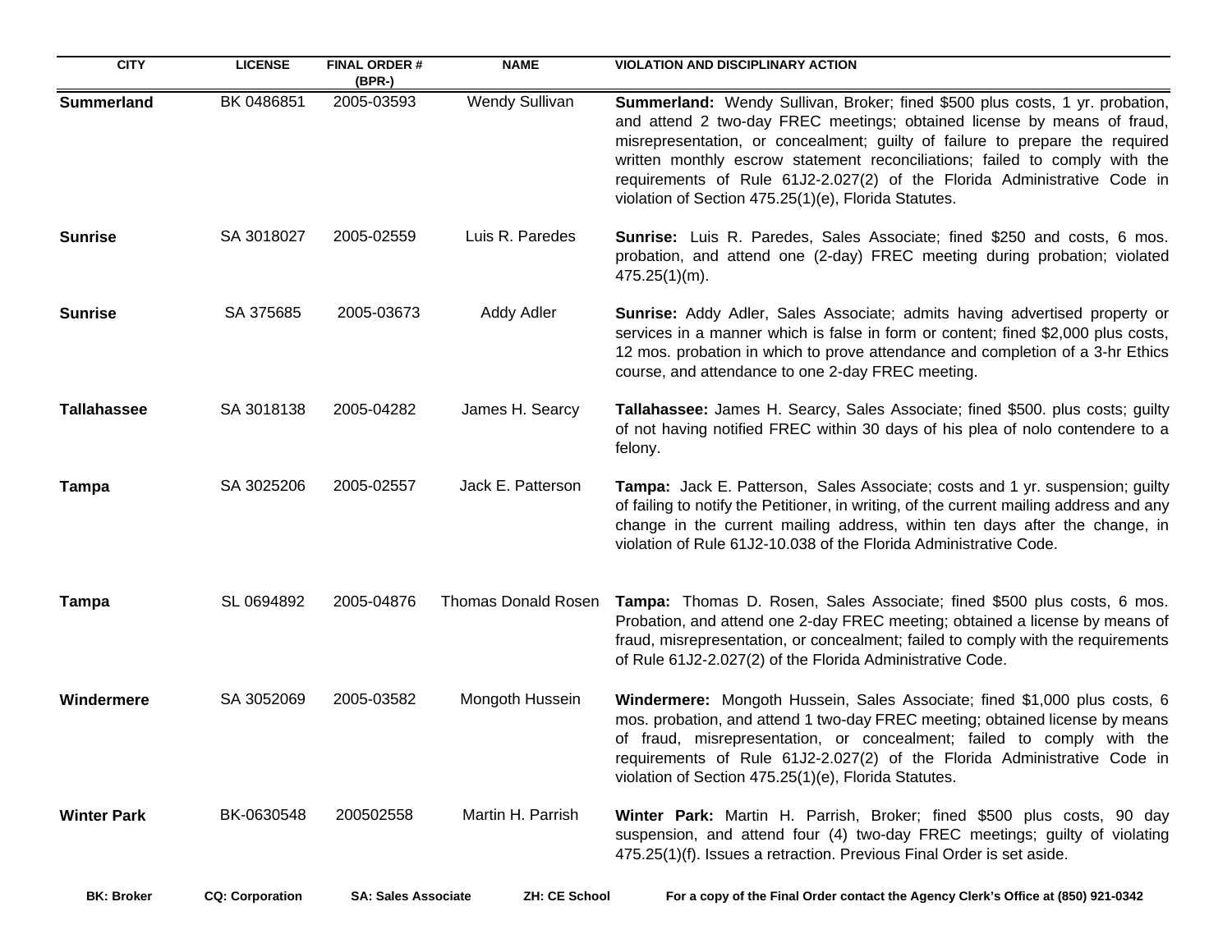| CITY | LICENSE | FINAL ORDER # (BPR-) | NAME | VIOLATION AND DISCIPLINARY ACTION |
|---|---|---|---|---|
| **Summerland** | BK 0486851 | 2005-03593 | Wendy Sullivan | **Summerland:** Wendy Sullivan, Broker; fined $500 plus costs, 1 yr. probation, and attend 2 two-day FREC meetings; obtained license by means of fraud, misrepresentation, or concealment; guilty of failure to prepare the required written monthly escrow statement reconciliations; failed to comply with the requirements of Rule 61J2-2.027(2) of the Florida Administrative Code in violation of Section 475.25(1)(e), Florida Statutes. |
| **Sunrise** | SA 3018027 | 2005-02559 | Luis R. Paredes | **Sunrise:** Luis R. Paredes, Sales Associate; fined $250 and costs, 6 mos. probation, and attend one (2-day) FREC meeting during probation; violated 475.25(1)(m). |
| **Sunrise** | SA 375685 | 2005-03673 | Addy Adler | **Sunrise:** Addy Adler, Sales Associate; admits having advertised property or services in a manner which is false in form or content; fined $2,000 plus costs, 12 mos. probation in which to prove attendance and completion of a 3-hr Ethics course, and attendance to one 2-day FREC meeting. |
| **Tallahassee** | SA 3018138 | 2005-04282 | James H. Searcy | **Tallahassee:** James H. Searcy, Sales Associate; fined $500. plus costs; guilty of not having notified FREC within 30 days of his plea of nolo contendere to a felony. |
| **Tampa** | SA 3025206 | 2005-02557 | Jack E. Patterson | **Tampa:** Jack E. Patterson, Sales Associate; costs and 1 yr. suspension; guilty of failing to notify the Petitioner, in writing, of the current mailing address and any change in the current mailing address, within ten days after the change, in violation of Rule 61J2-10.038 of the Florida Administrative Code. |
| **Tampa** | SL 0694892 | 2005-04876 | Thomas Donald Rosen | **Tampa:** Thomas D. Rosen, Sales Associate; fined $500 plus costs, 6 mos. Probation, and attend one 2-day FREC meeting; obtained a license by means of fraud, misrepresentation, or concealment; failed to comply with the requirements of Rule 61J2-2.027(2) of the Florida Administrative Code. |
| **Windermere** | SA 3052069 | 2005-03582 | Mongoth Hussein | **Windermere:** Mongoth Hussein, Sales Associate; fined $1,000 plus costs, 6 mos. probation, and attend 1 two-day FREC meeting; obtained license by means of fraud, misrepresentation, or concealment; failed to comply with the requirements of Rule 61J2-2.027(2) of the Florida Administrative Code in violation of Section 475.25(1)(e), Florida Statutes. |
| **Winter Park** | BK-0630548 | 200502558 | Martin H. Parrish | **Winter Park:** Martin H. Parrish, Broker; fined $500 plus costs, 90 day suspension, and attend four (4) two-day FREC meetings; guilty of violating 475.25(1)(f). Issues a retraction. Previous Final Order is set aside. |

**BK: Broker** **CQ: Corporation** **SA: Sales Associate** **ZH: CE School** **For a copy of the Final Order contact the Agency Clerk's Office at (850) 921-0342**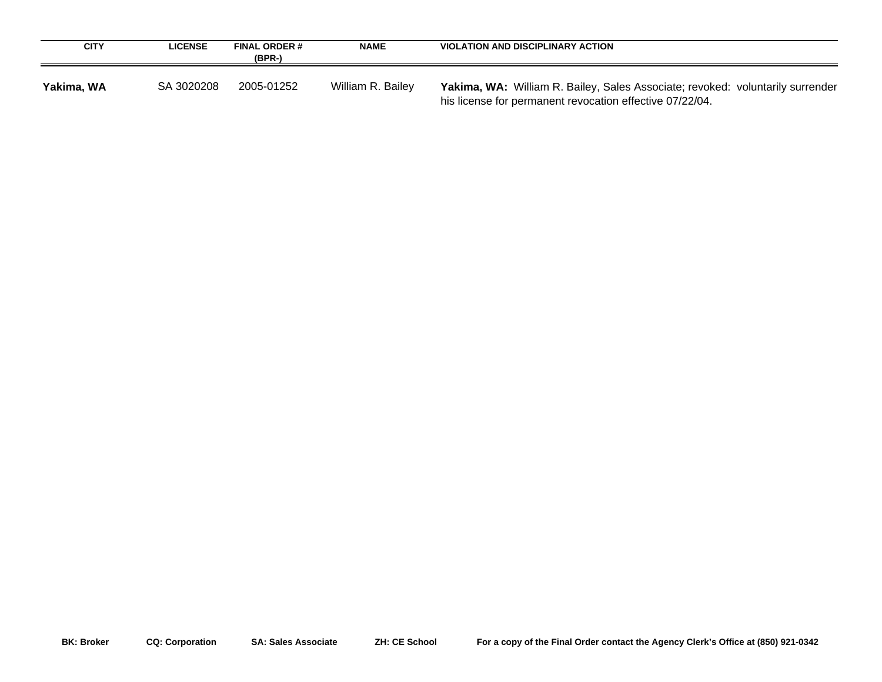| CITY | LICENSE | FINAL ORDER # (BPR-) | NAME | VIOLATION AND DISCIPLINARY ACTION |
|---|---|---|---|---|
| **Yakima, WA** | SA 3020208 | 2005-01252 | William R. Bailey | **Yakima, WA:** William R. Bailey, Sales Associate; revoked: voluntarily surrender his license for permanent revocation effective 07/22/04. |

**BK: Broker** **CQ: Corporation** **SA: Sales Associate** **ZH: CE School** **For a copy of the Final Order contact the Agency Clerk's Office at (850) 921-0342**